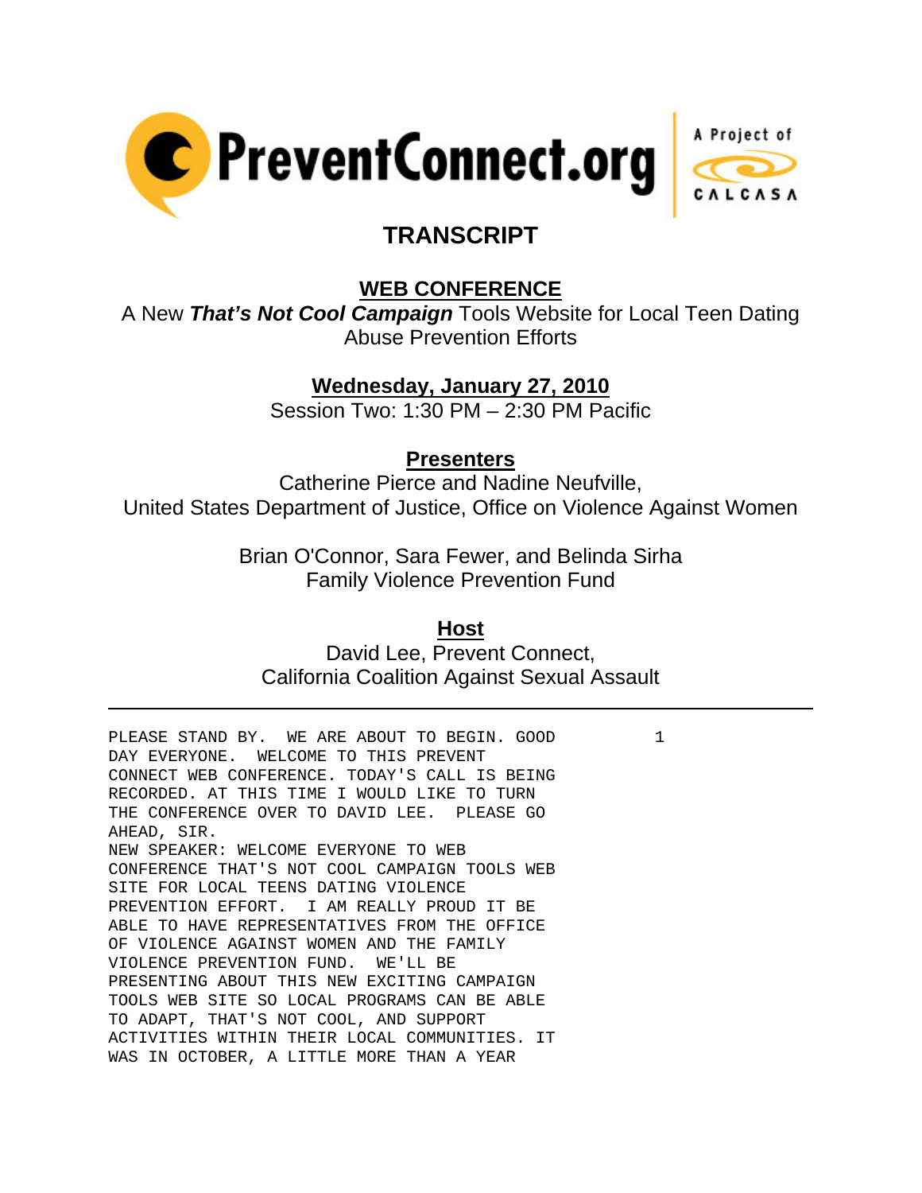PreventConnect.org — A Project of CALCASA

# TRANSCRIPT

## WEB CONFERENCE

A New ***That's Not Cool Campaign*** Tools Website for Local Teen Dating Abuse Prevention Efforts

**Wednesday, January 27, 2010**

Session Two: 1:30 PM – 2:30 PM Pacific

**Presenters**

Catherine Pierce and Nadine Neufville,
United States Department of Justice, Office on Violence Against Women

Brian O'Connor, Sara Fewer, and Belinda Sirha
Family Violence Prevention Fund

**Host**

David Lee, Prevent Connect,
California Coalition Against Sexual Assault

---

PLEASE STAND BY. WE ARE ABOUT TO BEGIN. GOOD DAY EVERYONE. WELCOME TO THIS PREVENT CONNECT WEB CONFERENCE. TODAY'S CALL IS BEING RECORDED. AT THIS TIME I WOULD LIKE TO TURN THE CONFERENCE OVER TO DAVID LEE. PLEASE GO AHEAD, SIR.

NEW SPEAKER: WELCOME EVERYONE TO WEB CONFERENCE THAT'S NOT COOL CAMPAIGN TOOLS WEB SITE FOR LOCAL TEENS DATING VIOLENCE PREVENTION EFFORT. I AM REALLY PROUD IT BE ABLE TO HAVE REPRESENTATIVES FROM THE OFFICE OF VIOLENCE AGAINST WOMEN AND THE FAMILY VIOLENCE PREVENTION FUND. WE'LL BE PRESENTING ABOUT THIS NEW EXCITING CAMPAIGN TOOLS WEB SITE SO LOCAL PROGRAMS CAN BE ABLE TO ADAPT, THAT'S NOT COOL, AND SUPPORT ACTIVITIES WITHIN THEIR LOCAL COMMUNITIES. IT WAS IN OCTOBER, A LITTLE MORE THAN A YEAR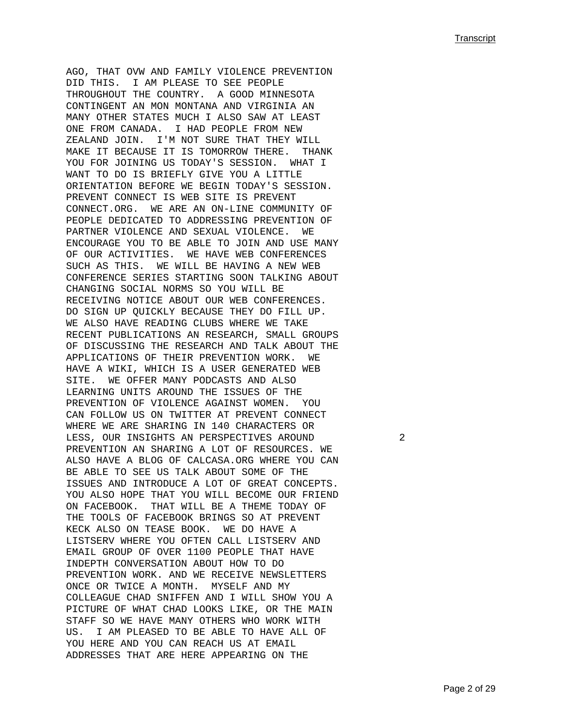AGO, THAT OVW AND FAMILY VIOLENCE PREVENTION DID THIS. I AM PLEASE TO SEE PEOPLE THROUGHOUT THE COUNTRY. A GOOD MINNESOTA CONTINGENT AN MON MONTANA AND VIRGINIA AN MANY OTHER STATES MUCH I ALSO SAW AT LEAST ONE FROM CANADA. I HAD PEOPLE FROM NEW ZEALAND JOIN. I'M NOT SURE THAT THEY WILL MAKE IT BECAUSE IT IS TOMORROW THERE. THANK YOU FOR JOINING US TODAY'S SESSION. WHAT I WANT TO DO IS BRIEFLY GIVE YOU A LITTLE ORIENTATION BEFORE WE BEGIN TODAY'S SESSION. PREVENT CONNECT IS WEB SITE IS PREVENT CONNECT.ORG. WE ARE AN ON-LINE COMMUNITY OF PEOPLE DEDICATED TO ADDRESSING PREVENTION OF PARTNER VIOLENCE AND SEXUAL VIOLENCE. WE ENCOURAGE YOU TO BE ABLE TO JOIN AND USE MANY OF OUR ACTIVITIES. WE HAVE WEB CONFERENCES SUCH AS THIS. WE WILL BE HAVING A NEW WEB CONFERENCE SERIES STARTING SOON TALKING ABOUT CHANGING SOCIAL NORMS SO YOU WILL BE RECEIVING NOTICE ABOUT OUR WEB CONFERENCES. DO SIGN UP QUICKLY BECAUSE THEY DO FILL UP. WE ALSO HAVE READING CLUBS WHERE WE TAKE RECENT PUBLICATIONS AN RESEARCH, SMALL GROUPS OF DISCUSSING THE RESEARCH AND TALK ABOUT THE APPLICATIONS OF THEIR PREVENTION WORK. WE HAVE A WIKI, WHICH IS A USER GENERATED WEB SITE. WE OFFER MANY PODCASTS AND ALSO LEARNING UNITS AROUND THE ISSUES OF THE PREVENTION OF VIOLENCE AGAINST WOMEN. YOU CAN FOLLOW US ON TWITTER AT PREVENT CONNECT WHERE WE ARE SHARING IN 140 CHARACTERS OR LESS, OUR INSIGHTS AN PERSPECTIVES AROUND PREVENTION AN SHARING A LOT OF RESOURCES. WE ALSO HAVE A BLOG OF CALCASA.ORG WHERE YOU CAN BE ABLE TO SEE US TALK ABOUT SOME OF THE ISSUES AND INTRODUCE A LOT OF GREAT CONCEPTS. YOU ALSO HOPE THAT YOU WILL BECOME OUR FRIEND ON FACEBOOK. THAT WILL BE A THEME TODAY OF THE TOOLS OF FACEBOOK BRINGS SO AT PREVENT KECK ALSO ON TEASE BOOK. WE DO HAVE A LISTSERV WHERE YOU OFTEN CALL LISTSERV AND EMAIL GROUP OF OVER 1100 PEOPLE THAT HAVE INDEPTH CONVERSATION ABOUT HOW TO DO PREVENTION WORK. AND WE RECEIVE NEWSLETTERS ONCE OR TWICE A MONTH. MYSELF AND MY COLLEAGUE CHAD SNIFFEN AND I WILL SHOW YOU A PICTURE OF WHAT CHAD LOOKS LIKE, OR THE MAIN STAFF SO WE HAVE MANY OTHERS WHO WORK WITH US. I AM PLEASED TO BE ABLE TO HAVE ALL OF YOU HERE AND YOU CAN REACH US AT EMAIL ADDRESSES THAT ARE HERE APPEARING ON THE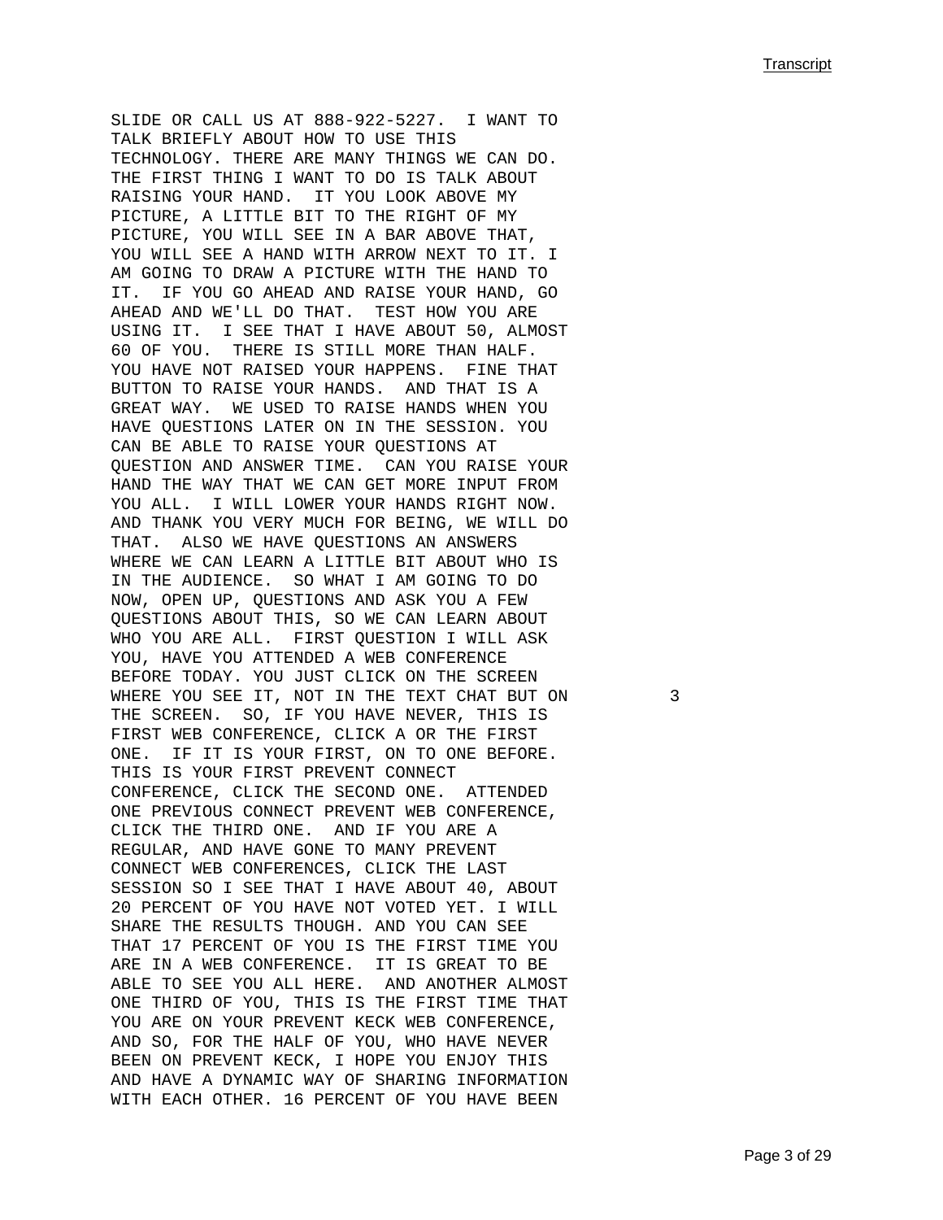SLIDE OR CALL US AT 888-922-5227. I WANT TO TALK BRIEFLY ABOUT HOW TO USE THIS TECHNOLOGY. THERE ARE MANY THINGS WE CAN DO. THE FIRST THING I WANT TO DO IS TALK ABOUT RAISING YOUR HAND. IT YOU LOOK ABOVE MY PICTURE, A LITTLE BIT TO THE RIGHT OF MY PICTURE, YOU WILL SEE IN A BAR ABOVE THAT, YOU WILL SEE A HAND WITH ARROW NEXT TO IT. I AM GOING TO DRAW A PICTURE WITH THE HAND TO IT. IF YOU GO AHEAD AND RAISE YOUR HAND, GO AHEAD AND WE'LL DO THAT. TEST HOW YOU ARE USING IT. I SEE THAT I HAVE ABOUT 50, ALMOST 60 OF YOU. THERE IS STILL MORE THAN HALF. YOU HAVE NOT RAISED YOUR HAPPENS. FINE THAT BUTTON TO RAISE YOUR HANDS. AND THAT IS A GREAT WAY. WE USED TO RAISE HANDS WHEN YOU HAVE QUESTIONS LATER ON IN THE SESSION. YOU CAN BE ABLE TO RAISE YOUR QUESTIONS AT QUESTION AND ANSWER TIME. CAN YOU RAISE YOUR HAND THE WAY THAT WE CAN GET MORE INPUT FROM YOU ALL. I WILL LOWER YOUR HANDS RIGHT NOW. AND THANK YOU VERY MUCH FOR BEING, WE WILL DO THAT. ALSO WE HAVE QUESTIONS AN ANSWERS WHERE WE CAN LEARN A LITTLE BIT ABOUT WHO IS IN THE AUDIENCE. SO WHAT I AM GOING TO DO NOW, OPEN UP, QUESTIONS AND ASK YOU A FEW QUESTIONS ABOUT THIS, SO WE CAN LEARN ABOUT WHO YOU ARE ALL. FIRST QUESTION I WILL ASK YOU, HAVE YOU ATTENDED A WEB CONFERENCE BEFORE TODAY. YOU JUST CLICK ON THE SCREEN WHERE YOU SEE IT, NOT IN THE TEXT CHAT BUT ON THE SCREEN. SO, IF YOU HAVE NEVER, THIS IS FIRST WEB CONFERENCE, CLICK A OR THE FIRST ONE. IF IT IS YOUR FIRST, ON TO ONE BEFORE. THIS IS YOUR FIRST PREVENT CONNECT CONFERENCE, CLICK THE SECOND ONE. ATTENDED ONE PREVIOUS CONNECT PREVENT WEB CONFERENCE, CLICK THE THIRD ONE. AND IF YOU ARE A REGULAR, AND HAVE GONE TO MANY PREVENT CONNECT WEB CONFERENCES, CLICK THE LAST SESSION SO I SEE THAT I HAVE ABOUT 40, ABOUT 20 PERCENT OF YOU HAVE NOT VOTED YET. I WILL SHARE THE RESULTS THOUGH. AND YOU CAN SEE THAT 17 PERCENT OF YOU IS THE FIRST TIME YOU ARE IN A WEB CONFERENCE. IT IS GREAT TO BE ABLE TO SEE YOU ALL HERE. AND ANOTHER ALMOST ONE THIRD OF YOU, THIS IS THE FIRST TIME THAT YOU ARE ON YOUR PREVENT KECK WEB CONFERENCE, AND SO, FOR THE HALF OF YOU, WHO HAVE NEVER BEEN ON PREVENT KECK, I HOPE YOU ENJOY THIS AND HAVE A DYNAMIC WAY OF SHARING INFORMATION WITH EACH OTHER. 16 PERCENT OF YOU HAVE BEEN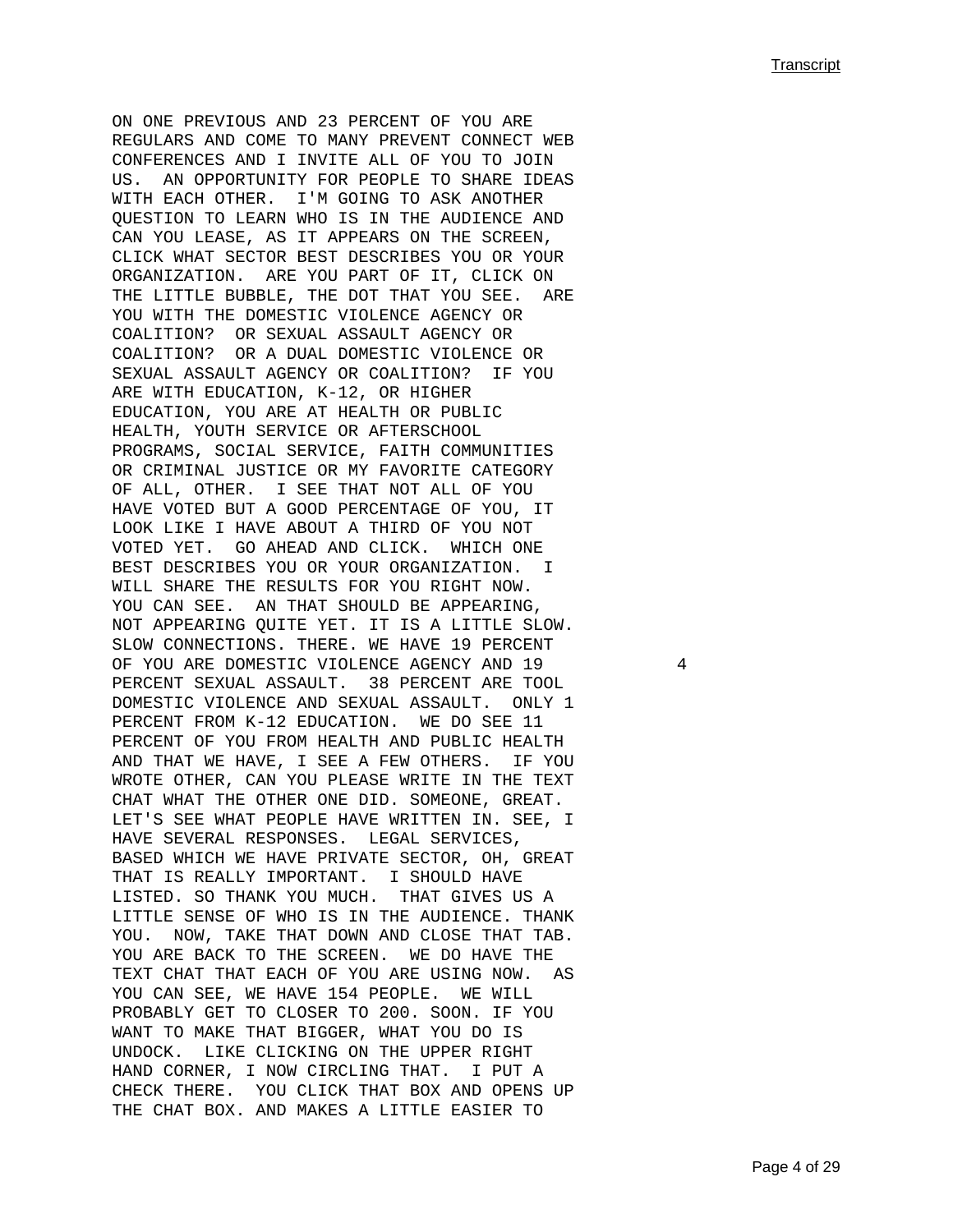ON ONE PREVIOUS AND 23 PERCENT OF YOU ARE REGULARS AND COME TO MANY PREVENT CONNECT WEB CONFERENCES AND I INVITE ALL OF YOU TO JOIN US. AN OPPORTUNITY FOR PEOPLE TO SHARE IDEAS WITH EACH OTHER. I'M GOING TO ASK ANOTHER QUESTION TO LEARN WHO IS IN THE AUDIENCE AND CAN YOU LEASE, AS IT APPEARS ON THE SCREEN, CLICK WHAT SECTOR BEST DESCRIBES YOU OR YOUR ORGANIZATION. ARE YOU PART OF IT, CLICK ON THE LITTLE BUBBLE, THE DOT THAT YOU SEE. ARE YOU WITH THE DOMESTIC VIOLENCE AGENCY OR COALITION? OR SEXUAL ASSAULT AGENCY OR COALITION? OR A DUAL DOMESTIC VIOLENCE OR SEXUAL ASSAULT AGENCY OR COALITION? IF YOU ARE WITH EDUCATION, K-12, OR HIGHER EDUCATION, YOU ARE AT HEALTH OR PUBLIC HEALTH, YOUTH SERVICE OR AFTERSCHOOL PROGRAMS, SOCIAL SERVICE, FAITH COMMUNITIES OR CRIMINAL JUSTICE OR MY FAVORITE CATEGORY OF ALL, OTHER. I SEE THAT NOT ALL OF YOU HAVE VOTED BUT A GOOD PERCENTAGE OF YOU, IT LOOK LIKE I HAVE ABOUT A THIRD OF YOU NOT VOTED YET. GO AHEAD AND CLICK. WHICH ONE BEST DESCRIBES YOU OR YOUR ORGANIZATION. I WILL SHARE THE RESULTS FOR YOU RIGHT NOW. YOU CAN SEE. AN THAT SHOULD BE APPEARING, NOT APPEARING QUITE YET. IT IS A LITTLE SLOW. SLOW CONNECTIONS. THERE. WE HAVE 19 PERCENT OF YOU ARE DOMESTIC VIOLENCE AGENCY AND 19 PERCENT SEXUAL ASSAULT. 38 PERCENT ARE TOOL DOMESTIC VIOLENCE AND SEXUAL ASSAULT. ONLY 1 PERCENT FROM K-12 EDUCATION. WE DO SEE 11 PERCENT OF YOU FROM HEALTH AND PUBLIC HEALTH AND THAT WE HAVE, I SEE A FEW OTHERS. IF YOU WROTE OTHER, CAN YOU PLEASE WRITE IN THE TEXT CHAT WHAT THE OTHER ONE DID. SOMEONE, GREAT. LET'S SEE WHAT PEOPLE HAVE WRITTEN IN. SEE, I HAVE SEVERAL RESPONSES. LEGAL SERVICES, BASED WHICH WE HAVE PRIVATE SECTOR, OH, GREAT THAT IS REALLY IMPORTANT. I SHOULD HAVE LISTED. SO THANK YOU MUCH. THAT GIVES US A LITTLE SENSE OF WHO IS IN THE AUDIENCE. THANK YOU. NOW, TAKE THAT DOWN AND CLOSE THAT TAB. YOU ARE BACK TO THE SCREEN. WE DO HAVE THE TEXT CHAT THAT EACH OF YOU ARE USING NOW. AS YOU CAN SEE, WE HAVE 154 PEOPLE. WE WILL PROBABLY GET TO CLOSER TO 200. SOON. IF YOU WANT TO MAKE THAT BIGGER, WHAT YOU DO IS UNDOCK. LIKE CLICKING ON THE UPPER RIGHT HAND CORNER, I NOW CIRCLING THAT. I PUT A CHECK THERE. YOU CLICK THAT BOX AND OPENS UP THE CHAT BOX. AND MAKES A LITTLE EASIER TO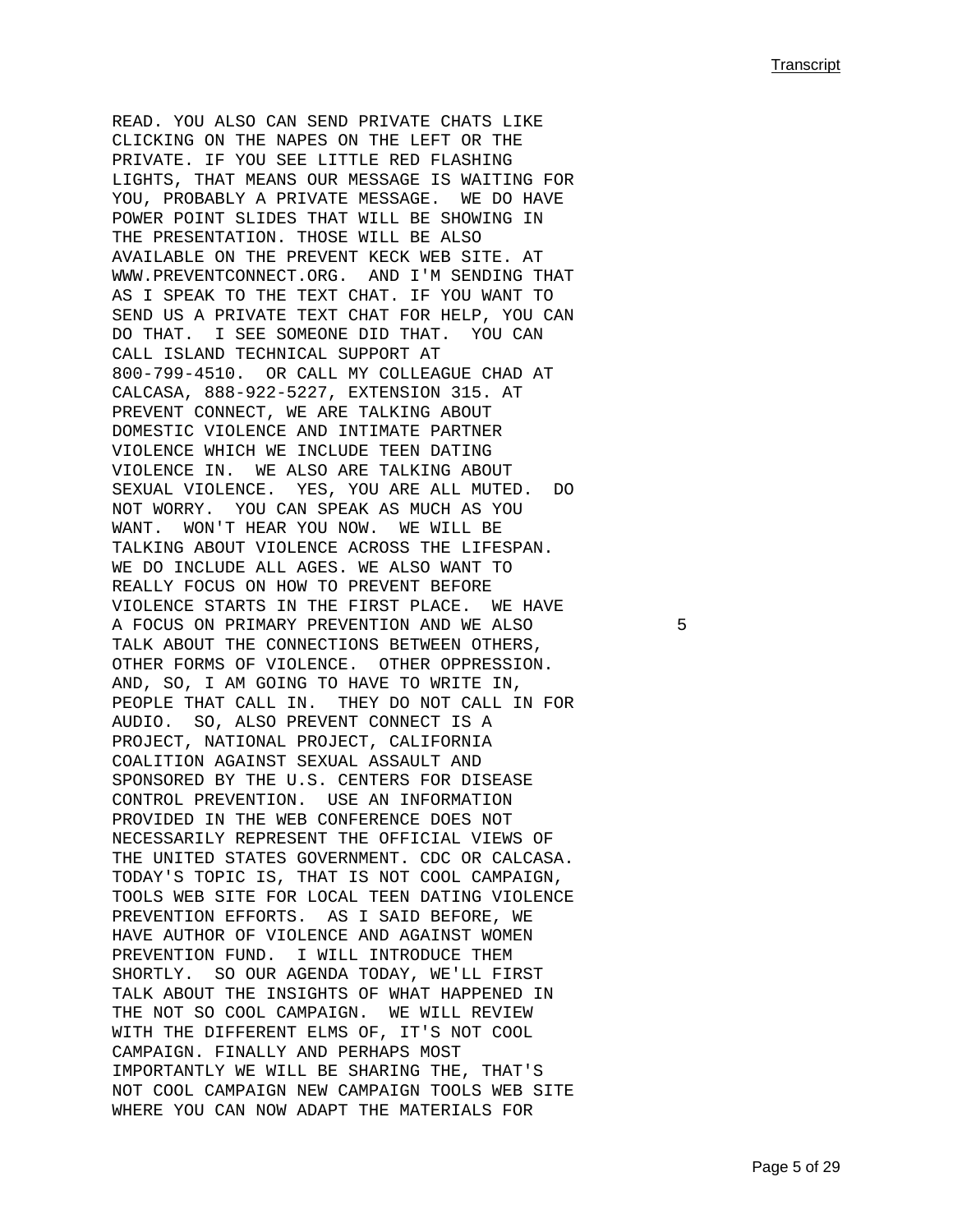READ. YOU ALSO CAN SEND PRIVATE CHATS LIKE CLICKING ON THE NAPES ON THE LEFT OR THE PRIVATE. IF YOU SEE LITTLE RED FLASHING LIGHTS, THAT MEANS OUR MESSAGE IS WAITING FOR YOU, PROBABLY A PRIVATE MESSAGE. WE DO HAVE POWER POINT SLIDES THAT WILL BE SHOWING IN THE PRESENTATION. THOSE WILL BE ALSO AVAILABLE ON THE PREVENT KECK WEB SITE. AT WWW.PREVENTCONNECT.ORG. AND I'M SENDING THAT AS I SPEAK TO THE TEXT CHAT. IF YOU WANT TO SEND US A PRIVATE TEXT CHAT FOR HELP, YOU CAN DO THAT. I SEE SOMEONE DID THAT. YOU CAN CALL ISLAND TECHNICAL SUPPORT AT 800-799-4510. OR CALL MY COLLEAGUE CHAD AT CALCASA, 888-922-5227, EXTENSION 315. AT PREVENT CONNECT, WE ARE TALKING ABOUT DOMESTIC VIOLENCE AND INTIMATE PARTNER VIOLENCE WHICH WE INCLUDE TEEN DATING VIOLENCE IN. WE ALSO ARE TALKING ABOUT SEXUAL VIOLENCE. YES, YOU ARE ALL MUTED. DO NOT WORRY. YOU CAN SPEAK AS MUCH AS YOU WANT. WON'T HEAR YOU NOW. WE WILL BE TALKING ABOUT VIOLENCE ACROSS THE LIFESPAN. WE DO INCLUDE ALL AGES. WE ALSO WANT TO REALLY FOCUS ON HOW TO PREVENT BEFORE VIOLENCE STARTS IN THE FIRST PLACE. WE HAVE A FOCUS ON PRIMARY PREVENTION AND WE ALSO TALK ABOUT THE CONNECTIONS BETWEEN OTHERS, OTHER FORMS OF VIOLENCE. OTHER OPPRESSION. AND, SO, I AM GOING TO HAVE TO WRITE IN, PEOPLE THAT CALL IN. THEY DO NOT CALL IN FOR AUDIO. SO, ALSO PREVENT CONNECT IS A PROJECT, NATIONAL PROJECT, CALIFORNIA COALITION AGAINST SEXUAL ASSAULT AND SPONSORED BY THE U.S. CENTERS FOR DISEASE CONTROL PREVENTION. USE AN INFORMATION PROVIDED IN THE WEB CONFERENCE DOES NOT NECESSARILY REPRESENT THE OFFICIAL VIEWS OF THE UNITED STATES GOVERNMENT. CDC OR CALCASA. TODAY'S TOPIC IS, THAT IS NOT COOL CAMPAIGN, TOOLS WEB SITE FOR LOCAL TEEN DATING VIOLENCE PREVENTION EFFORTS. AS I SAID BEFORE, WE HAVE AUTHOR OF VIOLENCE AND AGAINST WOMEN PREVENTION FUND. I WILL INTRODUCE THEM SHORTLY. SO OUR AGENDA TODAY, WE'LL FIRST TALK ABOUT THE INSIGHTS OF WHAT HAPPENED IN THE NOT SO COOL CAMPAIGN. WE WILL REVIEW WITH THE DIFFERENT ELMS OF, IT'S NOT COOL CAMPAIGN. FINALLY AND PERHAPS MOST IMPORTANTLY WE WILL BE SHARING THE, THAT'S NOT COOL CAMPAIGN NEW CAMPAIGN TOOLS WEB SITE WHERE YOU CAN NOW ADAPT THE MATERIALS FOR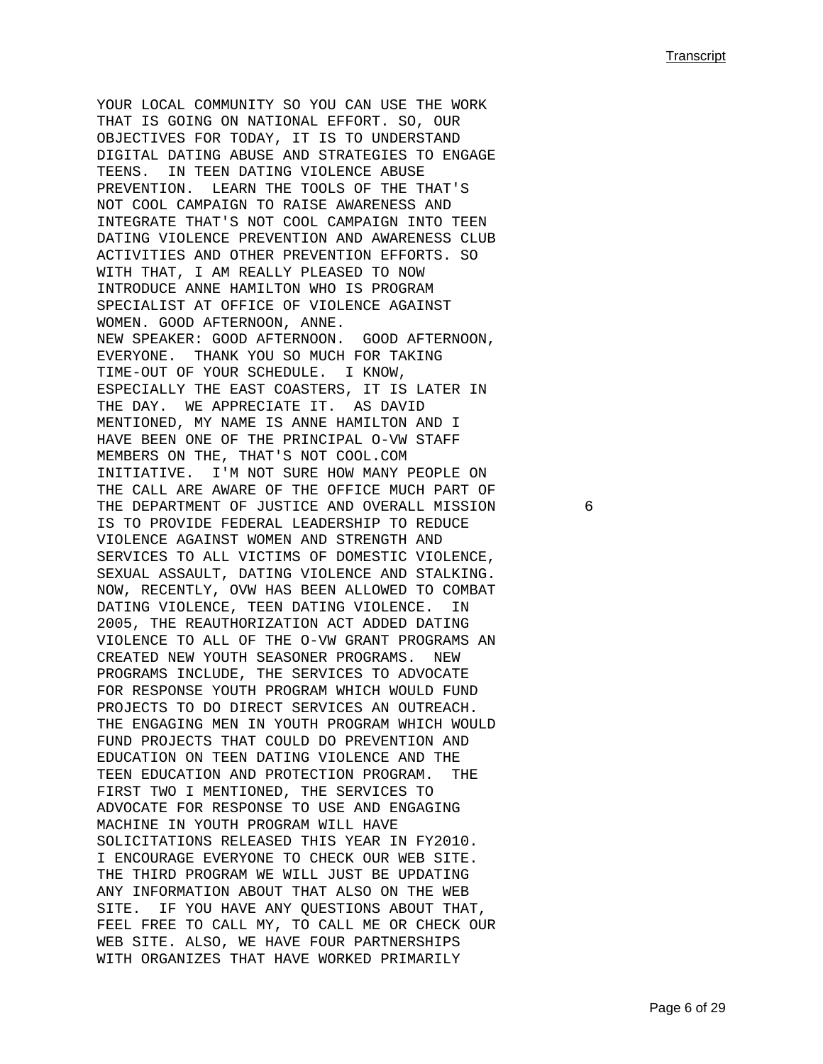YOUR LOCAL COMMUNITY SO YOU CAN USE THE WORK THAT IS GOING ON NATIONAL EFFORT. SO, OUR OBJECTIVES FOR TODAY, IT IS TO UNDERSTAND DIGITAL DATING ABUSE AND STRATEGIES TO ENGAGE TEENS. IN TEEN DATING VIOLENCE ABUSE PREVENTION. LEARN THE TOOLS OF THE THAT'S NOT COOL CAMPAIGN TO RAISE AWARENESS AND INTEGRATE THAT'S NOT COOL CAMPAIGN INTO TEEN DATING VIOLENCE PREVENTION AND AWARENESS CLUB ACTIVITIES AND OTHER PREVENTION EFFORTS. SO WITH THAT, I AM REALLY PLEASED TO NOW INTRODUCE ANNE HAMILTON WHO IS PROGRAM SPECIALIST AT OFFICE OF VIOLENCE AGAINST WOMEN. GOOD AFTERNOON, ANNE.

NEW SPEAKER: GOOD AFTERNOON. GOOD AFTERNOON, EVERYONE. THANK YOU SO MUCH FOR TAKING TIME-OUT OF YOUR SCHEDULE. I KNOW, ESPECIALLY THE EAST COASTERS, IT IS LATER IN THE DAY. WE APPRECIATE IT. AS DAVID MENTIONED, MY NAME IS ANNE HAMILTON AND I HAVE BEEN ONE OF THE PRINCIPAL O-VW STAFF MEMBERS ON THE, THAT'S NOT COOL.COM INITIATIVE. I'M NOT SURE HOW MANY PEOPLE ON THE CALL ARE AWARE OF THE OFFICE MUCH PART OF THE DEPARTMENT OF JUSTICE AND OVERALL MISSION IS TO PROVIDE FEDERAL LEADERSHIP TO REDUCE VIOLENCE AGAINST WOMEN AND STRENGTH AND SERVICES TO ALL VICTIMS OF DOMESTIC VIOLENCE, SEXUAL ASSAULT, DATING VIOLENCE AND STALKING. NOW, RECENTLY, OVW HAS BEEN ALLOWED TO COMBAT DATING VIOLENCE, TEEN DATING VIOLENCE. IN 2005, THE REAUTHORIZATION ACT ADDED DATING VIOLENCE TO ALL OF THE O-VW GRANT PROGRAMS AN CREATED NEW YOUTH SEASONER PROGRAMS. NEW PROGRAMS INCLUDE, THE SERVICES TO ADVOCATE FOR RESPONSE YOUTH PROGRAM WHICH WOULD FUND PROJECTS TO DO DIRECT SERVICES AN OUTREACH. THE ENGAGING MEN IN YOUTH PROGRAM WHICH WOULD FUND PROJECTS THAT COULD DO PREVENTION AND EDUCATION ON TEEN DATING VIOLENCE AND THE TEEN EDUCATION AND PROTECTION PROGRAM. THE FIRST TWO I MENTIONED, THE SERVICES TO ADVOCATE FOR RESPONSE TO USE AND ENGAGING MACHINE IN YOUTH PROGRAM WILL HAVE SOLICITATIONS RELEASED THIS YEAR IN FY2010. I ENCOURAGE EVERYONE TO CHECK OUR WEB SITE. THE THIRD PROGRAM WE WILL JUST BE UPDATING ANY INFORMATION ABOUT THAT ALSO ON THE WEB SITE. IF YOU HAVE ANY QUESTIONS ABOUT THAT, FEEL FREE TO CALL MY, TO CALL ME OR CHECK OUR WEB SITE. ALSO, WE HAVE FOUR PARTNERSHIPS WITH ORGANIZES THAT HAVE WORKED PRIMARILY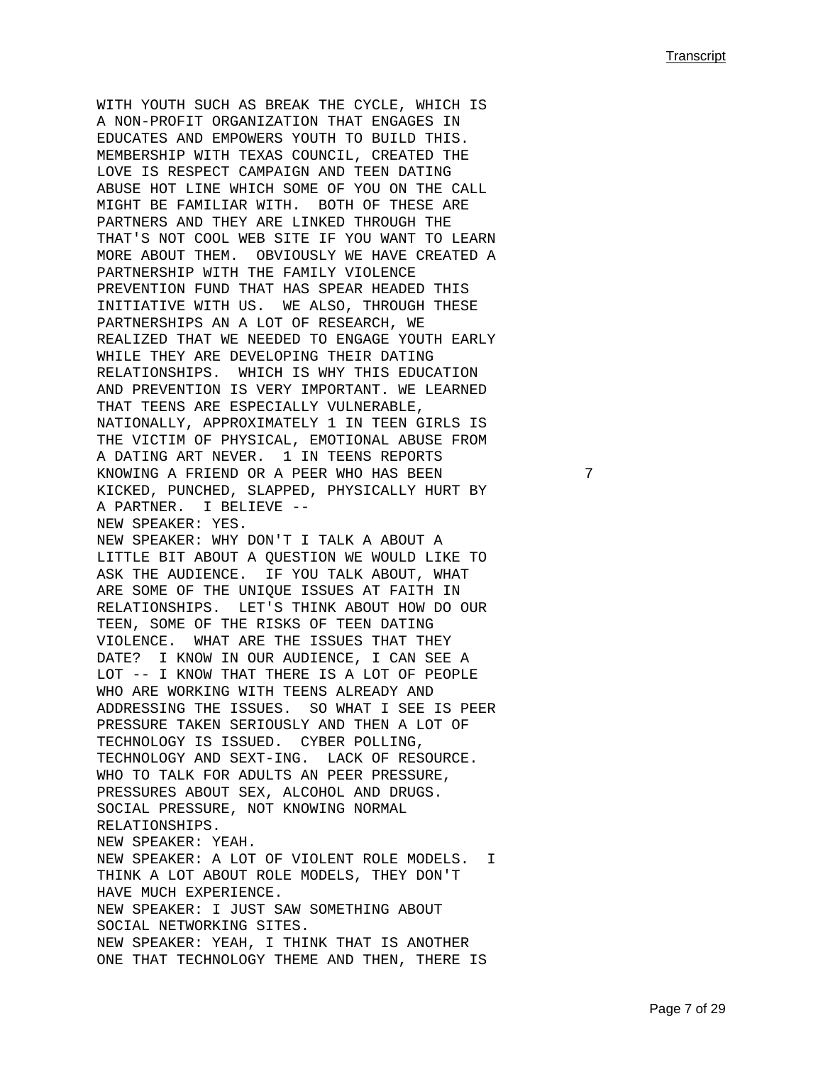WITH YOUTH SUCH AS BREAK THE CYCLE, WHICH IS A NON-PROFIT ORGANIZATION THAT ENGAGES IN EDUCATES AND EMPOWERS YOUTH TO BUILD THIS. MEMBERSHIP WITH TEXAS COUNCIL, CREATED THE LOVE IS RESPECT CAMPAIGN AND TEEN DATING ABUSE HOT LINE WHICH SOME OF YOU ON THE CALL MIGHT BE FAMILIAR WITH. BOTH OF THESE ARE PARTNERS AND THEY ARE LINKED THROUGH THE THAT'S NOT COOL WEB SITE IF YOU WANT TO LEARN MORE ABOUT THEM. OBVIOUSLY WE HAVE CREATED A PARTNERSHIP WITH THE FAMILY VIOLENCE PREVENTION FUND THAT HAS SPEAR HEADED THIS INITIATIVE WITH US. WE ALSO, THROUGH THESE PARTNERSHIPS AN A LOT OF RESEARCH, WE REALIZED THAT WE NEEDED TO ENGAGE YOUTH EARLY WHILE THEY ARE DEVELOPING THEIR DATING RELATIONSHIPS. WHICH IS WHY THIS EDUCATION AND PREVENTION IS VERY IMPORTANT. WE LEARNED THAT TEENS ARE ESPECIALLY VULNERABLE, NATIONALLY, APPROXIMATELY 1 IN TEEN GIRLS IS THE VICTIM OF PHYSICAL, EMOTIONAL ABUSE FROM A DATING ART NEVER. 1 IN TEENS REPORTS KNOWING A FRIEND OR A PEER WHO HAS BEEN KICKED, PUNCHED, SLAPPED, PHYSICALLY HURT BY A PARTNER. I BELIEVE --

NEW SPEAKER: YES.

NEW SPEAKER: WHY DON'T I TALK A ABOUT A LITTLE BIT ABOUT A QUESTION WE WOULD LIKE TO ASK THE AUDIENCE. IF YOU TALK ABOUT, WHAT ARE SOME OF THE UNIQUE ISSUES AT FAITH IN RELATIONSHIPS. LET'S THINK ABOUT HOW DO OUR TEEN, SOME OF THE RISKS OF TEEN DATING VIOLENCE. WHAT ARE THE ISSUES THAT THEY DATE? I KNOW IN OUR AUDIENCE, I CAN SEE A LOT -- I KNOW THAT THERE IS A LOT OF PEOPLE WHO ARE WORKING WITH TEENS ALREADY AND ADDRESSING THE ISSUES. SO WHAT I SEE IS PEER PRESSURE TAKEN SERIOUSLY AND THEN A LOT OF TECHNOLOGY IS ISSUED. CYBER POLLING, TECHNOLOGY AND SEXT-ING. LACK OF RESOURCE. WHO TO TALK FOR ADULTS AN PEER PRESSURE, PRESSURES ABOUT SEX, ALCOHOL AND DRUGS. SOCIAL PRESSURE, NOT KNOWING NORMAL RELATIONSHIPS.

NEW SPEAKER: YEAH.

NEW SPEAKER: A LOT OF VIOLENT ROLE MODELS. I THINK A LOT ABOUT ROLE MODELS, THEY DON'T HAVE MUCH EXPERIENCE.

NEW SPEAKER: I JUST SAW SOMETHING ABOUT SOCIAL NETWORKING SITES.

NEW SPEAKER: YEAH, I THINK THAT IS ANOTHER ONE THAT TECHNOLOGY THEME AND THEN, THERE IS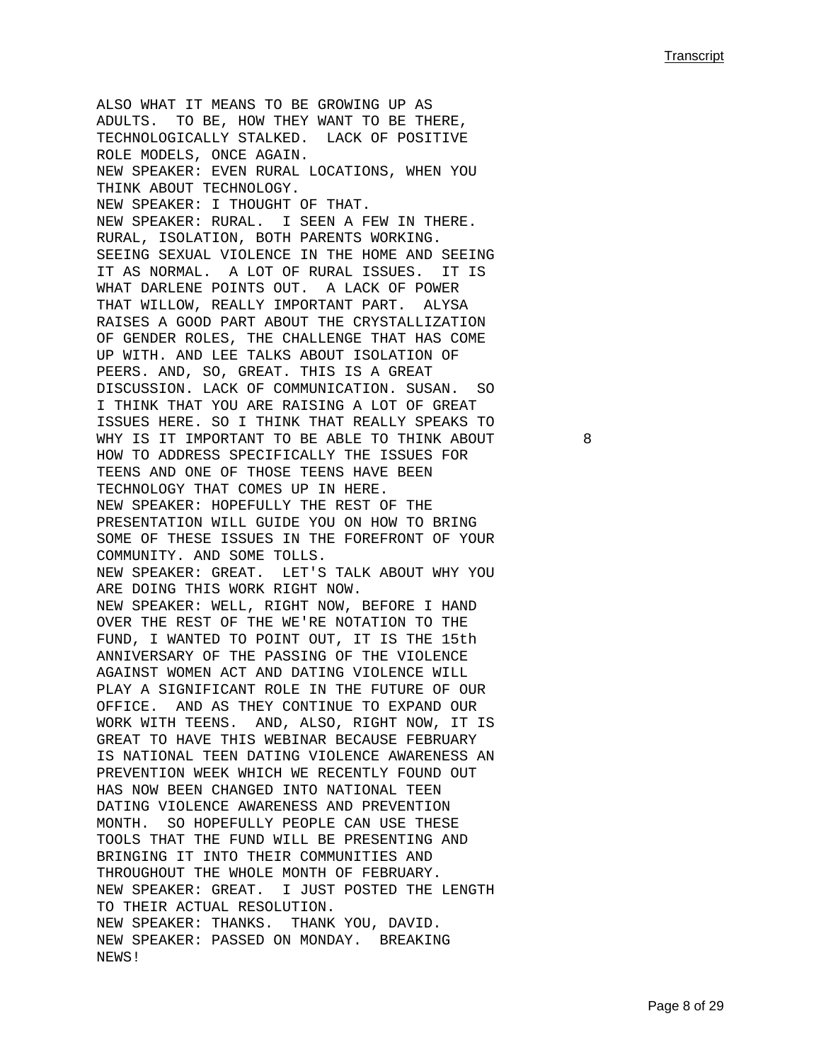ALSO WHAT IT MEANS TO BE GROWING UP AS ADULTS. TO BE, HOW THEY WANT TO BE THERE, TECHNOLOGICALLY STALKED. LACK OF POSITIVE ROLE MODELS, ONCE AGAIN.

NEW SPEAKER: EVEN RURAL LOCATIONS, WHEN YOU THINK ABOUT TECHNOLOGY.

NEW SPEAKER: I THOUGHT OF THAT.

NEW SPEAKER: RURAL. I SEEN A FEW IN THERE. RURAL, ISOLATION, BOTH PARENTS WORKING. SEEING SEXUAL VIOLENCE IN THE HOME AND SEEING IT AS NORMAL. A LOT OF RURAL ISSUES. IT IS WHAT DARLENE POINTS OUT. A LACK OF POWER THAT WILLOW, REALLY IMPORTANT PART. ALYSA RAISES A GOOD PART ABOUT THE CRYSTALLIZATION OF GENDER ROLES, THE CHALLENGE THAT HAS COME UP WITH. AND LEE TALKS ABOUT ISOLATION OF PEERS. AND, SO, GREAT. THIS IS A GREAT DISCUSSION. LACK OF COMMUNICATION. SUSAN. SO I THINK THAT YOU ARE RAISING A LOT OF GREAT ISSUES HERE. SO I THINK THAT REALLY SPEAKS TO WHY IS IT IMPORTANT TO BE ABLE TO THINK ABOUT HOW TO ADDRESS SPECIFICALLY THE ISSUES FOR TEENS AND ONE OF THOSE TEENS HAVE BEEN TECHNOLOGY THAT COMES UP IN HERE.

NEW SPEAKER: HOPEFULLY THE REST OF THE PRESENTATION WILL GUIDE YOU ON HOW TO BRING SOME OF THESE ISSUES IN THE FOREFRONT OF YOUR COMMUNITY. AND SOME TOLLS.

NEW SPEAKER: GREAT. LET'S TALK ABOUT WHY YOU ARE DOING THIS WORK RIGHT NOW.

NEW SPEAKER: WELL, RIGHT NOW, BEFORE I HAND OVER THE REST OF THE WE'RE NOTATION TO THE FUND, I WANTED TO POINT OUT, IT IS THE 15th ANNIVERSARY OF THE PASSING OF THE VIOLENCE AGAINST WOMEN ACT AND DATING VIOLENCE WILL PLAY A SIGNIFICANT ROLE IN THE FUTURE OF OUR OFFICE. AND AS THEY CONTINUE TO EXPAND OUR WORK WITH TEENS. AND, ALSO, RIGHT NOW, IT IS GREAT TO HAVE THIS WEBINAR BECAUSE FEBRUARY IS NATIONAL TEEN DATING VIOLENCE AWARENESS AN PREVENTION WEEK WHICH WE RECENTLY FOUND OUT HAS NOW BEEN CHANGED INTO NATIONAL TEEN DATING VIOLENCE AWARENESS AND PREVENTION MONTH. SO HOPEFULLY PEOPLE CAN USE THESE TOOLS THAT THE FUND WILL BE PRESENTING AND BRINGING IT INTO THEIR COMMUNITIES AND THROUGHOUT THE WHOLE MONTH OF FEBRUARY.

NEW SPEAKER: GREAT. I JUST POSTED THE LENGTH TO THEIR ACTUAL RESOLUTION.

NEW SPEAKER: THANKS. THANK YOU, DAVID.

NEW SPEAKER: PASSED ON MONDAY. BREAKING NEWS!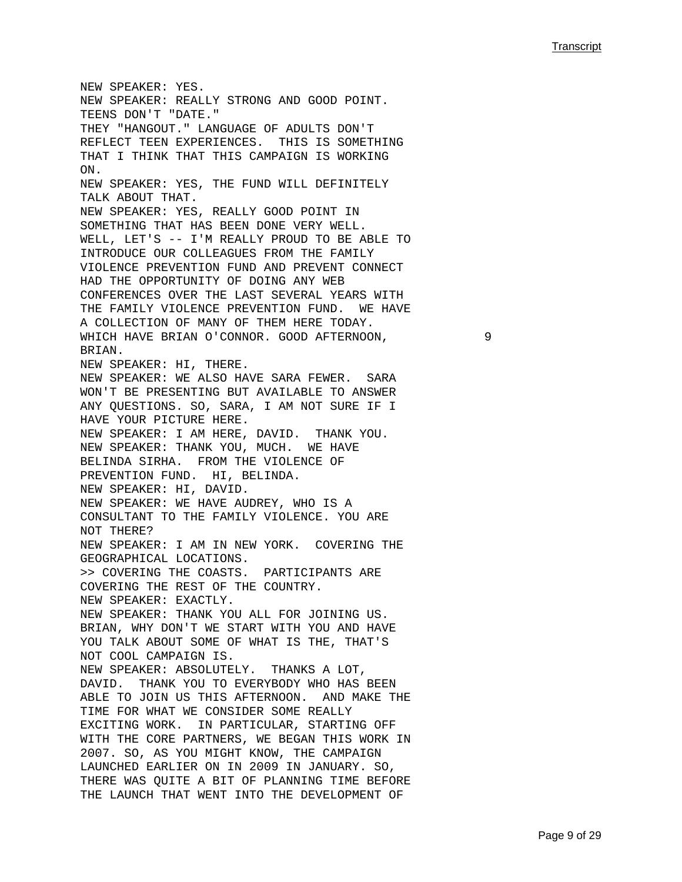NEW SPEAKER: YES.
NEW SPEAKER: REALLY STRONG AND GOOD POINT. TEENS DON'T "DATE."
THEY "HANGOUT." LANGUAGE OF ADULTS DON'T REFLECT TEEN EXPERIENCES. THIS IS SOMETHING THAT I THINK THAT THIS CAMPAIGN IS WORKING ON.
NEW SPEAKER: YES, THE FUND WILL DEFINITELY TALK ABOUT THAT.
NEW SPEAKER: YES, REALLY GOOD POINT IN SOMETHING THAT HAS BEEN DONE VERY WELL. WELL, LET'S -- I'M REALLY PROUD TO BE ABLE TO INTRODUCE OUR COLLEAGUES FROM THE FAMILY VIOLENCE PREVENTION FUND AND PREVENT CONNECT HAD THE OPPORTUNITY OF DOING ANY WEB CONFERENCES OVER THE LAST SEVERAL YEARS WITH THE FAMILY VIOLENCE PREVENTION FUND. WE HAVE A COLLECTION OF MANY OF THEM HERE TODAY. WHICH HAVE BRIAN O'CONNOR. GOOD AFTERNOON, BRIAN.
NEW SPEAKER: HI, THERE.
NEW SPEAKER: WE ALSO HAVE SARA FEWER. SARA WON'T BE PRESENTING BUT AVAILABLE TO ANSWER ANY QUESTIONS. SO, SARA, I AM NOT SURE IF I HAVE YOUR PICTURE HERE.
NEW SPEAKER: I AM HERE, DAVID. THANK YOU.
NEW SPEAKER: THANK YOU, MUCH. WE HAVE BELINDA SIRHA. FROM THE VIOLENCE OF PREVENTION FUND. HI, BELINDA.
NEW SPEAKER: HI, DAVID.
NEW SPEAKER: WE HAVE AUDREY, WHO IS A CONSULTANT TO THE FAMILY VIOLENCE. YOU ARE NOT THERE?
NEW SPEAKER: I AM IN NEW YORK. COVERING THE GEOGRAPHICAL LOCATIONS.
>> COVERING THE COASTS. PARTICIPANTS ARE COVERING THE REST OF THE COUNTRY.
NEW SPEAKER: EXACTLY.
NEW SPEAKER: THANK YOU ALL FOR JOINING US. BRIAN, WHY DON'T WE START WITH YOU AND HAVE YOU TALK ABOUT SOME OF WHAT IS THE, THAT'S NOT COOL CAMPAIGN IS.
NEW SPEAKER: ABSOLUTELY. THANKS A LOT, DAVID. THANK YOU TO EVERYBODY WHO HAS BEEN ABLE TO JOIN US THIS AFTERNOON. AND MAKE THE TIME FOR WHAT WE CONSIDER SOME REALLY EXCITING WORK. IN PARTICULAR, STARTING OFF WITH THE CORE PARTNERS, WE BEGAN THIS WORK IN 2007. SO, AS YOU MIGHT KNOW, THE CAMPAIGN LAUNCHED EARLIER ON IN 2009 IN JANUARY. SO, THERE WAS QUITE A BIT OF PLANNING TIME BEFORE THE LAUNCH THAT WENT INTO THE DEVELOPMENT OF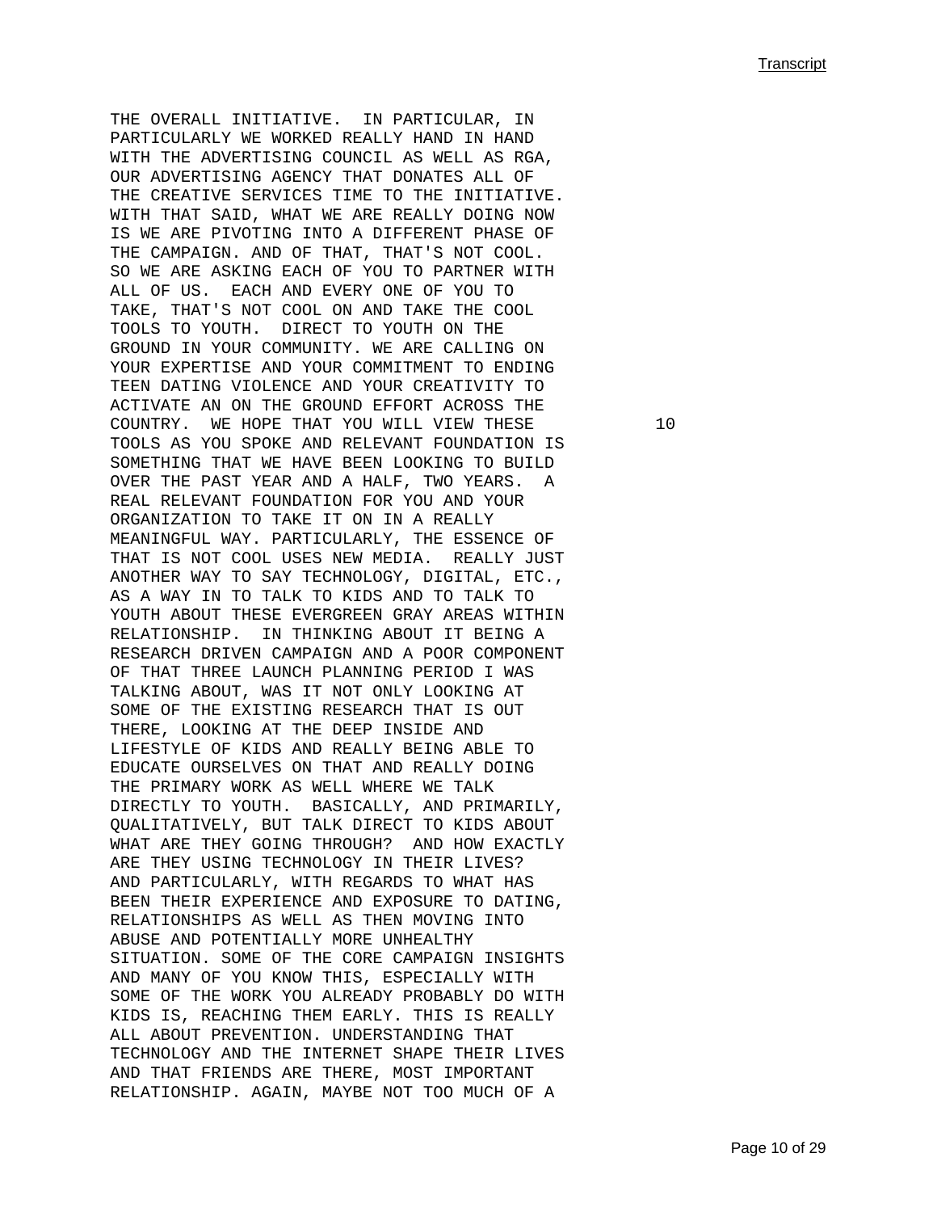THE OVERALL INITIATIVE. IN PARTICULAR, IN PARTICULARLY WE WORKED REALLY HAND IN HAND WITH THE ADVERTISING COUNCIL AS WELL AS RGA, OUR ADVERTISING AGENCY THAT DONATES ALL OF THE CREATIVE SERVICES TIME TO THE INITIATIVE. WITH THAT SAID, WHAT WE ARE REALLY DOING NOW IS WE ARE PIVOTING INTO A DIFFERENT PHASE OF THE CAMPAIGN. AND OF THAT, THAT'S NOT COOL. SO WE ARE ASKING EACH OF YOU TO PARTNER WITH ALL OF US. EACH AND EVERY ONE OF YOU TO TAKE, THAT'S NOT COOL ON AND TAKE THE COOL TOOLS TO YOUTH. DIRECT TO YOUTH ON THE GROUND IN YOUR COMMUNITY. WE ARE CALLING ON YOUR EXPERTISE AND YOUR COMMITMENT TO ENDING TEEN DATING VIOLENCE AND YOUR CREATIVITY TO ACTIVATE AN ON THE GROUND EFFORT ACROSS THE COUNTRY. WE HOPE THAT YOU WILL VIEW THESE TOOLS AS YOU SPOKE AND RELEVANT FOUNDATION IS SOMETHING THAT WE HAVE BEEN LOOKING TO BUILD OVER THE PAST YEAR AND A HALF, TWO YEARS. A REAL RELEVANT FOUNDATION FOR YOU AND YOUR ORGANIZATION TO TAKE IT ON IN A REALLY MEANINGFUL WAY. PARTICULARLY, THE ESSENCE OF THAT IS NOT COOL USES NEW MEDIA. REALLY JUST ANOTHER WAY TO SAY TECHNOLOGY, DIGITAL, ETC., AS A WAY IN TO TALK TO KIDS AND TO TALK TO YOUTH ABOUT THESE EVERGREEN GRAY AREAS WITHIN RELATIONSHIP. IN THINKING ABOUT IT BEING A RESEARCH DRIVEN CAMPAIGN AND A POOR COMPONENT OF THAT THREE LAUNCH PLANNING PERIOD I WAS TALKING ABOUT, WAS IT NOT ONLY LOOKING AT SOME OF THE EXISTING RESEARCH THAT IS OUT THERE, LOOKING AT THE DEEP INSIDE AND LIFESTYLE OF KIDS AND REALLY BEING ABLE TO EDUCATE OURSELVES ON THAT AND REALLY DOING THE PRIMARY WORK AS WELL WHERE WE TALK DIRECTLY TO YOUTH. BASICALLY, AND PRIMARILY, QUALITATIVELY, BUT TALK DIRECT TO KIDS ABOUT WHAT ARE THEY GOING THROUGH? AND HOW EXACTLY ARE THEY USING TECHNOLOGY IN THEIR LIVES? AND PARTICULARLY, WITH REGARDS TO WHAT HAS BEEN THEIR EXPERIENCE AND EXPOSURE TO DATING, RELATIONSHIPS AS WELL AS THEN MOVING INTO ABUSE AND POTENTIALLY MORE UNHEALTHY SITUATION. SOME OF THE CORE CAMPAIGN INSIGHTS AND MANY OF YOU KNOW THIS, ESPECIALLY WITH SOME OF THE WORK YOU ALREADY PROBABLY DO WITH KIDS IS, REACHING THEM EARLY. THIS IS REALLY ALL ABOUT PREVENTION. UNDERSTANDING THAT TECHNOLOGY AND THE INTERNET SHAPE THEIR LIVES AND THAT FRIENDS ARE THERE, MOST IMPORTANT RELATIONSHIP. AGAIN, MAYBE NOT TOO MUCH OF A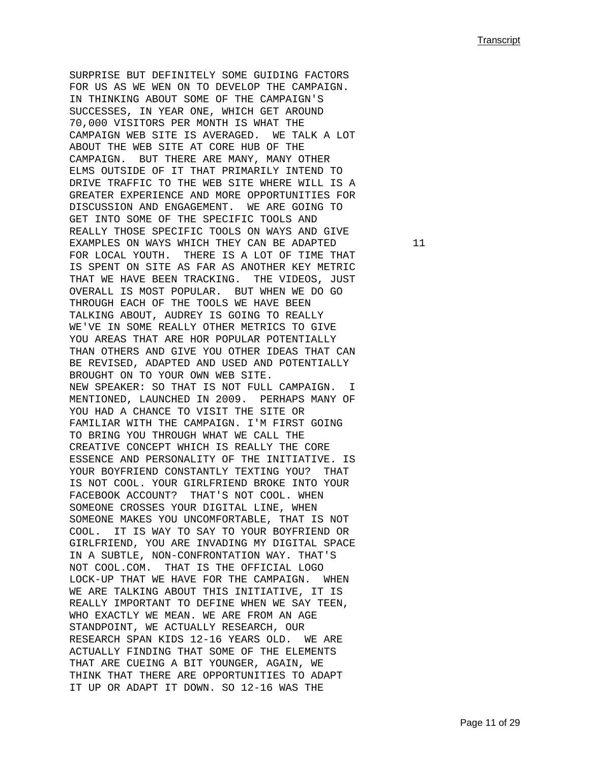SURPRISE BUT DEFINITELY SOME GUIDING FACTORS FOR US AS WE WEN ON TO DEVELOP THE CAMPAIGN. IN THINKING ABOUT SOME OF THE CAMPAIGN'S SUCCESSES, IN YEAR ONE, WHICH GET AROUND 70,000 VISITORS PER MONTH IS WHAT THE CAMPAIGN WEB SITE IS AVERAGED. WE TALK A LOT ABOUT THE WEB SITE AT CORE HUB OF THE CAMPAIGN. BUT THERE ARE MANY, MANY OTHER ELMS OUTSIDE OF IT THAT PRIMARILY INTEND TO DRIVE TRAFFIC TO THE WEB SITE WHERE WILL IS A GREATER EXPERIENCE AND MORE OPPORTUNITIES FOR DISCUSSION AND ENGAGEMENT. WE ARE GOING TO GET INTO SOME OF THE SPECIFIC TOOLS AND REALLY THOSE SPECIFIC TOOLS ON WAYS AND GIVE EXAMPLES ON WAYS WHICH THEY CAN BE ADAPTED FOR LOCAL YOUTH. THERE IS A LOT OF TIME THAT IS SPENT ON SITE AS FAR AS ANOTHER KEY METRIC THAT WE HAVE BEEN TRACKING. THE VIDEOS, JUST OVERALL IS MOST POPULAR. BUT WHEN WE DO GO THROUGH EACH OF THE TOOLS WE HAVE BEEN TALKING ABOUT, AUDREY IS GOING TO REALLY WE'VE IN SOME REALLY OTHER METRICS TO GIVE YOU AREAS THAT ARE HOR POPULAR POTENTIALLY THAN OTHERS AND GIVE YOU OTHER IDEAS THAT CAN BE REVISED, ADAPTED AND USED AND POTENTIALLY BROUGHT ON TO YOUR OWN WEB SITE.

NEW SPEAKER: SO THAT IS NOT FULL CAMPAIGN. I MENTIONED, LAUNCHED IN 2009. PERHAPS MANY OF YOU HAD A CHANCE TO VISIT THE SITE OR FAMILIAR WITH THE CAMPAIGN. I'M FIRST GOING TO BRING YOU THROUGH WHAT WE CALL THE CREATIVE CONCEPT WHICH IS REALLY THE CORE ESSENCE AND PERSONALITY OF THE INITIATIVE. IS YOUR BOYFRIEND CONSTANTLY TEXTING YOU? THAT IS NOT COOL. YOUR GIRLFRIEND BROKE INTO YOUR FACEBOOK ACCOUNT? THAT'S NOT COOL. WHEN SOMEONE CROSSES YOUR DIGITAL LINE, WHEN SOMEONE MAKES YOU UNCOMFORTABLE, THAT IS NOT COOL. IT IS WAY TO SAY TO YOUR BOYFRIEND OR GIRLFRIEND, YOU ARE INVADING MY DIGITAL SPACE IN A SUBTLE, NON-CONFRONTATION WAY. THAT'S NOT COOL.COM. THAT IS THE OFFICIAL LOGO LOCK-UP THAT WE HAVE FOR THE CAMPAIGN. WHEN WE ARE TALKING ABOUT THIS INITIATIVE, IT IS REALLY IMPORTANT TO DEFINE WHEN WE SAY TEEN, WHO EXACTLY WE MEAN. WE ARE FROM AN AGE STANDPOINT, WE ACTUALLY RESEARCH, OUR RESEARCH SPAN KIDS 12-16 YEARS OLD. WE ARE ACTUALLY FINDING THAT SOME OF THE ELEMENTS THAT ARE CUEING A BIT YOUNGER, AGAIN, WE THINK THAT THERE ARE OPPORTUNITIES TO ADAPT IT UP OR ADAPT IT DOWN. SO 12-16 WAS THE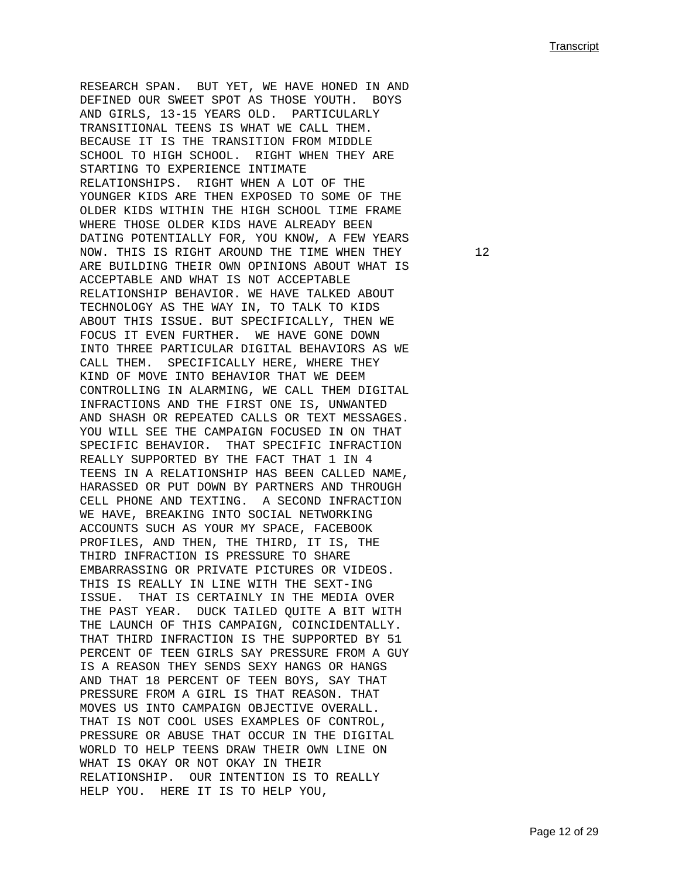RESEARCH SPAN. BUT YET, WE HAVE HONED IN AND DEFINED OUR SWEET SPOT AS THOSE YOUTH. BOYS AND GIRLS, 13-15 YEARS OLD. PARTICULARLY TRANSITIONAL TEENS IS WHAT WE CALL THEM. BECAUSE IT IS THE TRANSITION FROM MIDDLE SCHOOL TO HIGH SCHOOL. RIGHT WHEN THEY ARE STARTING TO EXPERIENCE INTIMATE RELATIONSHIPS. RIGHT WHEN A LOT OF THE YOUNGER KIDS ARE THEN EXPOSED TO SOME OF THE OLDER KIDS WITHIN THE HIGH SCHOOL TIME FRAME WHERE THOSE OLDER KIDS HAVE ALREADY BEEN DATING POTENTIALLY FOR, YOU KNOW, A FEW YEARS NOW. THIS IS RIGHT AROUND THE TIME WHEN THEY ARE BUILDING THEIR OWN OPINIONS ABOUT WHAT IS ACCEPTABLE AND WHAT IS NOT ACCEPTABLE RELATIONSHIP BEHAVIOR. WE HAVE TALKED ABOUT TECHNOLOGY AS THE WAY IN, TO TALK TO KIDS ABOUT THIS ISSUE. BUT SPECIFICALLY, THEN WE FOCUS IT EVEN FURTHER. WE HAVE GONE DOWN INTO THREE PARTICULAR DIGITAL BEHAVIORS AS WE CALL THEM. SPECIFICALLY HERE, WHERE THEY KIND OF MOVE INTO BEHAVIOR THAT WE DEEM CONTROLLING IN ALARMING, WE CALL THEM DIGITAL INFRACTIONS AND THE FIRST ONE IS, UNWANTED AND SHASH OR REPEATED CALLS OR TEXT MESSAGES. YOU WILL SEE THE CAMPAIGN FOCUSED IN ON THAT SPECIFIC BEHAVIOR. THAT SPECIFIC INFRACTION REALLY SUPPORTED BY THE FACT THAT 1 IN 4 TEENS IN A RELATIONSHIP HAS BEEN CALLED NAME, HARASSED OR PUT DOWN BY PARTNERS AND THROUGH CELL PHONE AND TEXTING. A SECOND INFRACTION WE HAVE, BREAKING INTO SOCIAL NETWORKING ACCOUNTS SUCH AS YOUR MY SPACE, FACEBOOK PROFILES, AND THEN, THE THIRD, IT IS, THE THIRD INFRACTION IS PRESSURE TO SHARE EMBARRASSING OR PRIVATE PICTURES OR VIDEOS. THIS IS REALLY IN LINE WITH THE SEXT-ING ISSUE. THAT IS CERTAINLY IN THE MEDIA OVER THE PAST YEAR. DUCK TAILED QUITE A BIT WITH THE LAUNCH OF THIS CAMPAIGN, COINCIDENTALLY. THAT THIRD INFRACTION IS THE SUPPORTED BY 51 PERCENT OF TEEN GIRLS SAY PRESSURE FROM A GUY IS A REASON THEY SENDS SEXY HANGS OR HANGS AND THAT 18 PERCENT OF TEEN BOYS, SAY THAT PRESSURE FROM A GIRL IS THAT REASON. THAT MOVES US INTO CAMPAIGN OBJECTIVE OVERALL. THAT IS NOT COOL USES EXAMPLES OF CONTROL, PRESSURE OR ABUSE THAT OCCUR IN THE DIGITAL WORLD TO HELP TEENS DRAW THEIR OWN LINE ON WHAT IS OKAY OR NOT OKAY IN THEIR RELATIONSHIP. OUR INTENTION IS TO REALLY HELP YOU. HERE IT IS TO HELP YOU,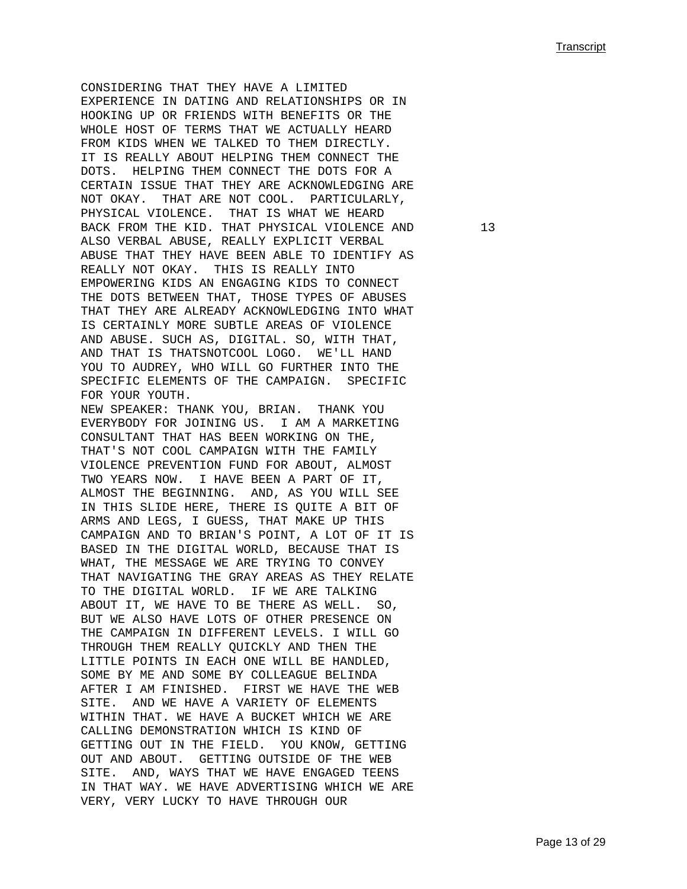CONSIDERING THAT THEY HAVE A LIMITED EXPERIENCE IN DATING AND RELATIONSHIPS OR IN HOOKING UP OR FRIENDS WITH BENEFITS OR THE WHOLE HOST OF TERMS THAT WE ACTUALLY HEARD FROM KIDS WHEN WE TALKED TO THEM DIRECTLY. IT IS REALLY ABOUT HELPING THEM CONNECT THE DOTS. HELPING THEM CONNECT THE DOTS FOR A CERTAIN ISSUE THAT THEY ARE ACKNOWLEDGING ARE NOT OKAY. THAT ARE NOT COOL. PARTICULARLY, PHYSICAL VIOLENCE. THAT IS WHAT WE HEARD BACK FROM THE KID. THAT PHYSICAL VIOLENCE AND ALSO VERBAL ABUSE, REALLY EXPLICIT VERBAL ABUSE THAT THEY HAVE BEEN ABLE TO IDENTIFY AS REALLY NOT OKAY. THIS IS REALLY INTO EMPOWERING KIDS AN ENGAGING KIDS TO CONNECT THE DOTS BETWEEN THAT, THOSE TYPES OF ABUSES THAT THEY ARE ALREADY ACKNOWLEDGING INTO WHAT IS CERTAINLY MORE SUBTLE AREAS OF VIOLENCE AND ABUSE. SUCH AS, DIGITAL. SO, WITH THAT, AND THAT IS THATSNOTCOOL LOGO. WE'LL HAND YOU TO AUDREY, WHO WILL GO FURTHER INTO THE SPECIFIC ELEMENTS OF THE CAMPAIGN. SPECIFIC FOR YOUR YOUTH.

NEW SPEAKER: THANK YOU, BRIAN. THANK YOU EVERYBODY FOR JOINING US. I AM A MARKETING CONSULTANT THAT HAS BEEN WORKING ON THE, THAT'S NOT COOL CAMPAIGN WITH THE FAMILY VIOLENCE PREVENTION FUND FOR ABOUT, ALMOST TWO YEARS NOW. I HAVE BEEN A PART OF IT, ALMOST THE BEGINNING. AND, AS YOU WILL SEE IN THIS SLIDE HERE, THERE IS QUITE A BIT OF ARMS AND LEGS, I GUESS, THAT MAKE UP THIS CAMPAIGN AND TO BRIAN'S POINT, A LOT OF IT IS BASED IN THE DIGITAL WORLD, BECAUSE THAT IS WHAT, THE MESSAGE WE ARE TRYING TO CONVEY THAT NAVIGATING THE GRAY AREAS AS THEY RELATE TO THE DIGITAL WORLD. IF WE ARE TALKING ABOUT IT, WE HAVE TO BE THERE AS WELL. SO, BUT WE ALSO HAVE LOTS OF OTHER PRESENCE ON THE CAMPAIGN IN DIFFERENT LEVELS. I WILL GO THROUGH THEM REALLY QUICKLY AND THEN THE LITTLE POINTS IN EACH ONE WILL BE HANDLED, SOME BY ME AND SOME BY COLLEAGUE BELINDA AFTER I AM FINISHED. FIRST WE HAVE THE WEB SITE. AND WE HAVE A VARIETY OF ELEMENTS WITHIN THAT. WE HAVE A BUCKET WHICH WE ARE CALLING DEMONSTRATION WHICH IS KIND OF GETTING OUT IN THE FIELD. YOU KNOW, GETTING OUT AND ABOUT. GETTING OUTSIDE OF THE WEB SITE. AND, WAYS THAT WE HAVE ENGAGED TEENS IN THAT WAY. WE HAVE ADVERTISING WHICH WE ARE VERY, VERY LUCKY TO HAVE THROUGH OUR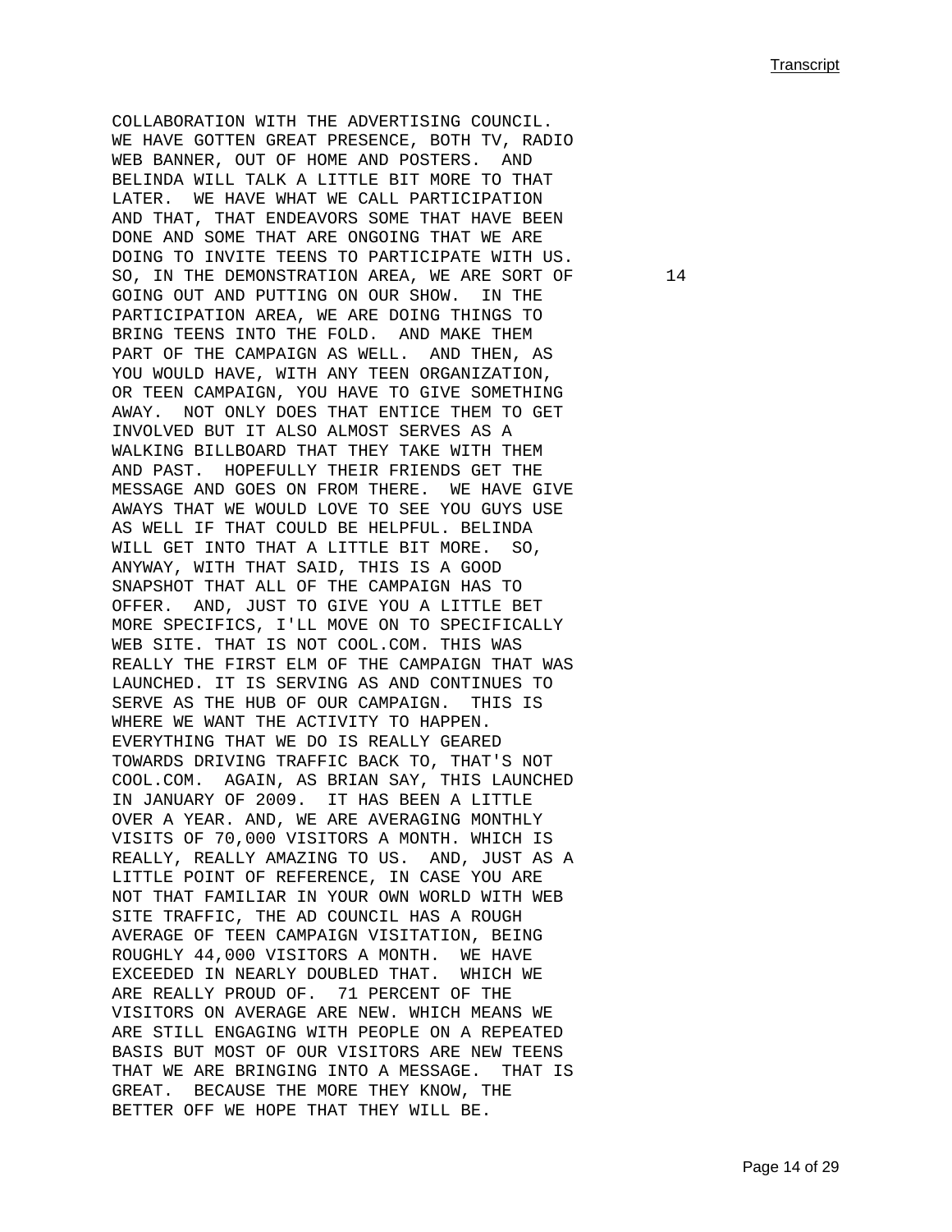COLLABORATION WITH THE ADVERTISING COUNCIL. WE HAVE GOTTEN GREAT PRESENCE, BOTH TV, RADIO WEB BANNER, OUT OF HOME AND POSTERS. AND BELINDA WILL TALK A LITTLE BIT MORE TO THAT LATER. WE HAVE WHAT WE CALL PARTICIPATION AND THAT, THAT ENDEAVORS SOME THAT HAVE BEEN DONE AND SOME THAT ARE ONGOING THAT WE ARE DOING TO INVITE TEENS TO PARTICIPATE WITH US. SO, IN THE DEMONSTRATION AREA, WE ARE SORT OF GOING OUT AND PUTTING ON OUR SHOW. IN THE PARTICIPATION AREA, WE ARE DOING THINGS TO BRING TEENS INTO THE FOLD. AND MAKE THEM PART OF THE CAMPAIGN AS WELL. AND THEN, AS YOU WOULD HAVE, WITH ANY TEEN ORGANIZATION, OR TEEN CAMPAIGN, YOU HAVE TO GIVE SOMETHING AWAY. NOT ONLY DOES THAT ENTICE THEM TO GET INVOLVED BUT IT ALSO ALMOST SERVES AS A WALKING BILLBOARD THAT THEY TAKE WITH THEM AND PAST. HOPEFULLY THEIR FRIENDS GET THE MESSAGE AND GOES ON FROM THERE. WE HAVE GIVE AWAYS THAT WE WOULD LOVE TO SEE YOU GUYS USE AS WELL IF THAT COULD BE HELPFUL. BELINDA WILL GET INTO THAT A LITTLE BIT MORE. SO, ANYWAY, WITH THAT SAID, THIS IS A GOOD SNAPSHOT THAT ALL OF THE CAMPAIGN HAS TO OFFER. AND, JUST TO GIVE YOU A LITTLE BET MORE SPECIFICS, I'LL MOVE ON TO SPECIFICALLY WEB SITE. THAT IS NOT COOL.COM. THIS WAS REALLY THE FIRST ELM OF THE CAMPAIGN THAT WAS LAUNCHED. IT IS SERVING AS AND CONTINUES TO SERVE AS THE HUB OF OUR CAMPAIGN. THIS IS WHERE WE WANT THE ACTIVITY TO HAPPEN. EVERYTHING THAT WE DO IS REALLY GEARED TOWARDS DRIVING TRAFFIC BACK TO, THAT'S NOT COOL.COM. AGAIN, AS BRIAN SAY, THIS LAUNCHED IN JANUARY OF 2009. IT HAS BEEN A LITTLE OVER A YEAR. AND, WE ARE AVERAGING MONTHLY VISITS OF 70,000 VISITORS A MONTH. WHICH IS REALLY, REALLY AMAZING TO US. AND, JUST AS A LITTLE POINT OF REFERENCE, IN CASE YOU ARE NOT THAT FAMILIAR IN YOUR OWN WORLD WITH WEB SITE TRAFFIC, THE AD COUNCIL HAS A ROUGH AVERAGE OF TEEN CAMPAIGN VISITATION, BEING ROUGHLY 44,000 VISITORS A MONTH. WE HAVE EXCEEDED IN NEARLY DOUBLED THAT. WHICH WE ARE REALLY PROUD OF. 71 PERCENT OF THE VISITORS ON AVERAGE ARE NEW. WHICH MEANS WE ARE STILL ENGAGING WITH PEOPLE ON A REPEATED BASIS BUT MOST OF OUR VISITORS ARE NEW TEENS THAT WE ARE BRINGING INTO A MESSAGE. THAT IS GREAT. BECAUSE THE MORE THEY KNOW, THE BETTER OFF WE HOPE THAT THEY WILL BE.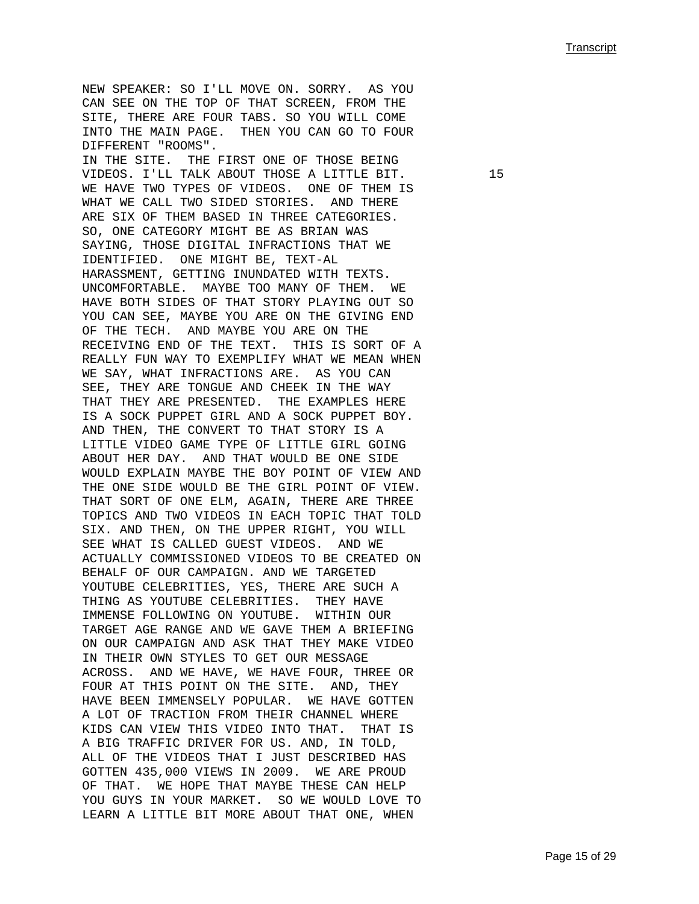NEW SPEAKER: SO I'LL MOVE ON. SORRY. AS YOU CAN SEE ON THE TOP OF THAT SCREEN, FROM THE SITE, THERE ARE FOUR TABS. SO YOU WILL COME INTO THE MAIN PAGE. THEN YOU CAN GO TO FOUR DIFFERENT "ROOMS".

IN THE SITE. THE FIRST ONE OF THOSE BEING VIDEOS. I'LL TALK ABOUT THOSE A LITTLE BIT. WE HAVE TWO TYPES OF VIDEOS. ONE OF THEM IS WHAT WE CALL TWO SIDED STORIES. AND THERE ARE SIX OF THEM BASED IN THREE CATEGORIES. SO, ONE CATEGORY MIGHT BE AS BRIAN WAS SAYING, THOSE DIGITAL INFRACTIONS THAT WE IDENTIFIED. ONE MIGHT BE, TEXT-AL HARASSMENT, GETTING INUNDATED WITH TEXTS. UNCOMFORTABLE. MAYBE TOO MANY OF THEM. WE HAVE BOTH SIDES OF THAT STORY PLAYING OUT SO YOU CAN SEE, MAYBE YOU ARE ON THE GIVING END OF THE TECH. AND MAYBE YOU ARE ON THE RECEIVING END OF THE TEXT. THIS IS SORT OF A REALLY FUN WAY TO EXEMPLIFY WHAT WE MEAN WHEN WE SAY, WHAT INFRACTIONS ARE. AS YOU CAN SEE, THEY ARE TONGUE AND CHEEK IN THE WAY THAT THEY ARE PRESENTED. THE EXAMPLES HERE IS A SOCK PUPPET GIRL AND A SOCK PUPPET BOY. AND THEN, THE CONVERT TO THAT STORY IS A LITTLE VIDEO GAME TYPE OF LITTLE GIRL GOING ABOUT HER DAY. AND THAT WOULD BE ONE SIDE WOULD EXPLAIN MAYBE THE BOY POINT OF VIEW AND THE ONE SIDE WOULD BE THE GIRL POINT OF VIEW. THAT SORT OF ONE ELM, AGAIN, THERE ARE THREE TOPICS AND TWO VIDEOS IN EACH TOPIC THAT TOLD SIX. AND THEN, ON THE UPPER RIGHT, YOU WILL SEE WHAT IS CALLED GUEST VIDEOS. AND WE ACTUALLY COMMISSIONED VIDEOS TO BE CREATED ON BEHALF OF OUR CAMPAIGN. AND WE TARGETED YOUTUBE CELEBRITIES, YES, THERE ARE SUCH A THING AS YOUTUBE CELEBRITIES. THEY HAVE IMMENSE FOLLOWING ON YOUTUBE. WITHIN OUR TARGET AGE RANGE AND WE GAVE THEM A BRIEFING ON OUR CAMPAIGN AND ASK THAT THEY MAKE VIDEO IN THEIR OWN STYLES TO GET OUR MESSAGE ACROSS. AND WE HAVE, WE HAVE FOUR, THREE OR FOUR AT THIS POINT ON THE SITE. AND, THEY HAVE BEEN IMMENSELY POPULAR. WE HAVE GOTTEN A LOT OF TRACTION FROM THEIR CHANNEL WHERE KIDS CAN VIEW THIS VIDEO INTO THAT. THAT IS A BIG TRAFFIC DRIVER FOR US. AND, IN TOLD, ALL OF THE VIDEOS THAT I JUST DESCRIBED HAS GOTTEN 435,000 VIEWS IN 2009. WE ARE PROUD OF THAT. WE HOPE THAT MAYBE THESE CAN HELP YOU GUYS IN YOUR MARKET. SO WE WOULD LOVE TO LEARN A LITTLE BIT MORE ABOUT THAT ONE, WHEN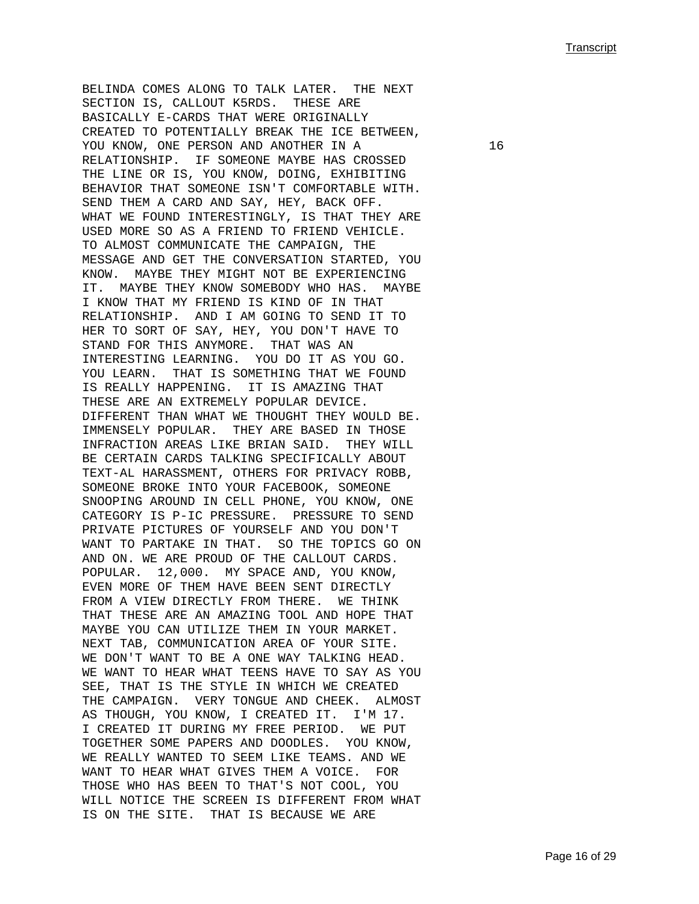BELINDA COMES ALONG TO TALK LATER. THE NEXT SECTION IS, CALLOUT K5RDS. THESE ARE BASICALLY E-CARDS THAT WERE ORIGINALLY CREATED TO POTENTIALLY BREAK THE ICE BETWEEN, YOU KNOW, ONE PERSON AND ANOTHER IN A RELATIONSHIP. IF SOMEONE MAYBE HAS CROSSED THE LINE OR IS, YOU KNOW, DOING, EXHIBITING BEHAVIOR THAT SOMEONE ISN'T COMFORTABLE WITH. SEND THEM A CARD AND SAY, HEY, BACK OFF. WHAT WE FOUND INTERESTINGLY, IS THAT THEY ARE USED MORE SO AS A FRIEND TO FRIEND VEHICLE. TO ALMOST COMMUNICATE THE CAMPAIGN, THE MESSAGE AND GET THE CONVERSATION STARTED, YOU KNOW. MAYBE THEY MIGHT NOT BE EXPERIENCING IT. MAYBE THEY KNOW SOMEBODY WHO HAS. MAYBE I KNOW THAT MY FRIEND IS KIND OF IN THAT RELATIONSHIP. AND I AM GOING TO SEND IT TO HER TO SORT OF SAY, HEY, YOU DON'T HAVE TO STAND FOR THIS ANYMORE. THAT WAS AN INTERESTING LEARNING. YOU DO IT AS YOU GO. YOU LEARN. THAT IS SOMETHING THAT WE FOUND IS REALLY HAPPENING. IT IS AMAZING THAT THESE ARE AN EXTREMELY POPULAR DEVICE. DIFFERENT THAN WHAT WE THOUGHT THEY WOULD BE. IMMENSELY POPULAR. THEY ARE BASED IN THOSE INFRACTION AREAS LIKE BRIAN SAID. THEY WILL BE CERTAIN CARDS TALKING SPECIFICALLY ABOUT TEXT-AL HARASSMENT, OTHERS FOR PRIVACY ROBB, SOMEONE BROKE INTO YOUR FACEBOOK, SOMEONE SNOOPING AROUND IN CELL PHONE, YOU KNOW, ONE CATEGORY IS P-IC PRESSURE. PRESSURE TO SEND PRIVATE PICTURES OF YOURSELF AND YOU DON'T WANT TO PARTAKE IN THAT. SO THE TOPICS GO ON AND ON. WE ARE PROUD OF THE CALLOUT CARDS. POPULAR. 12,000. MY SPACE AND, YOU KNOW, EVEN MORE OF THEM HAVE BEEN SENT DIRECTLY FROM A VIEW DIRECTLY FROM THERE. WE THINK THAT THESE ARE AN AMAZING TOOL AND HOPE THAT MAYBE YOU CAN UTILIZE THEM IN YOUR MARKET. NEXT TAB, COMMUNICATION AREA OF YOUR SITE. WE DON'T WANT TO BE A ONE WAY TALKING HEAD. WE WANT TO HEAR WHAT TEENS HAVE TO SAY AS YOU SEE, THAT IS THE STYLE IN WHICH WE CREATED THE CAMPAIGN. VERY TONGUE AND CHEEK. ALMOST AS THOUGH, YOU KNOW, I CREATED IT. I'M 17. I CREATED IT DURING MY FREE PERIOD. WE PUT TOGETHER SOME PAPERS AND DOODLES. YOU KNOW, WE REALLY WANTED TO SEEM LIKE TEAMS. AND WE WANT TO HEAR WHAT GIVES THEM A VOICE. FOR THOSE WHO HAS BEEN TO THAT'S NOT COOL, YOU WILL NOTICE THE SCREEN IS DIFFERENT FROM WHAT IS ON THE SITE. THAT IS BECAUSE WE ARE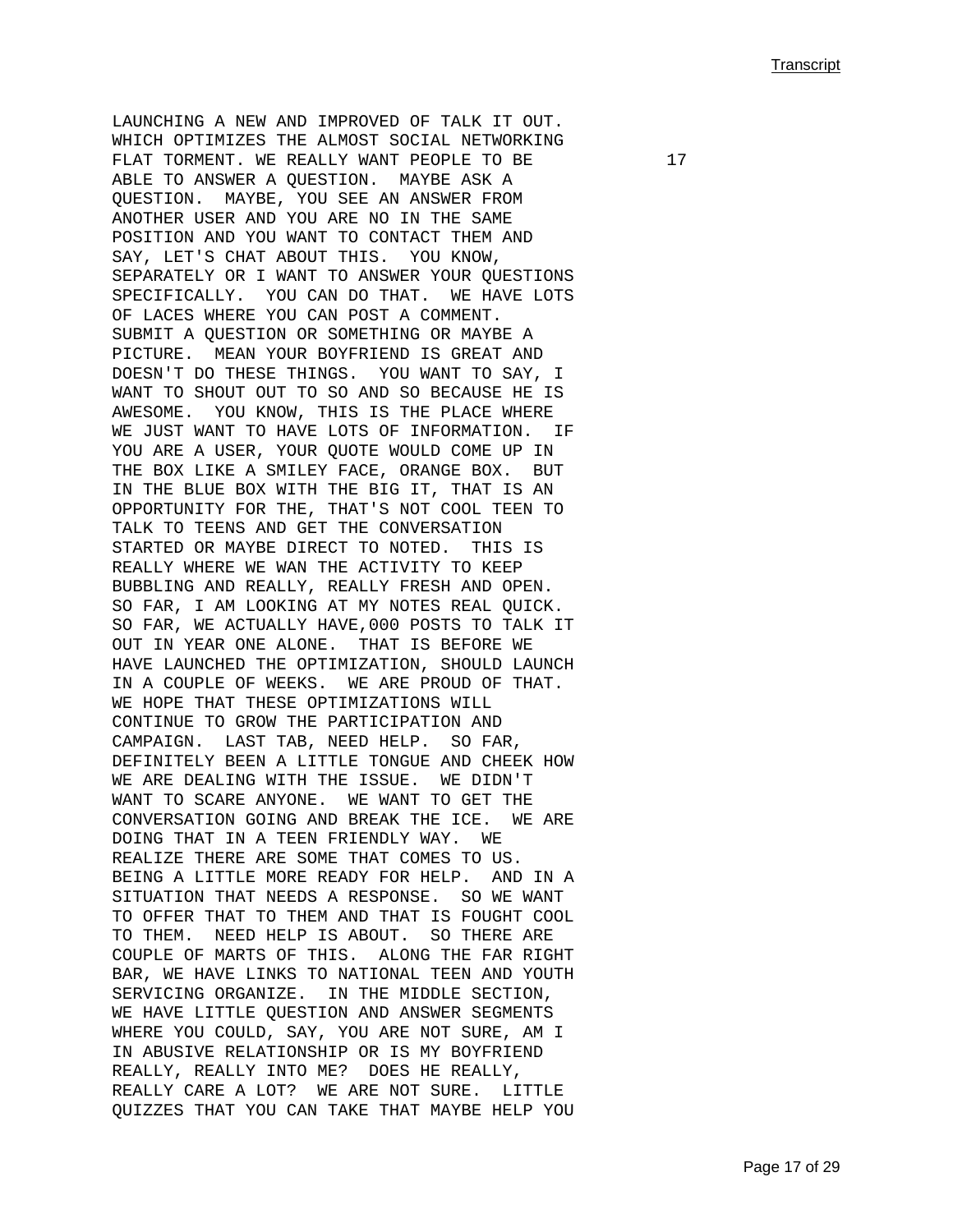LAUNCHING A NEW AND IMPROVED OF TALK IT OUT. WHICH OPTIMIZES THE ALMOST SOCIAL NETWORKING FLAT TORMENT. WE REALLY WANT PEOPLE TO BE ABLE TO ANSWER A QUESTION. MAYBE ASK A QUESTION. MAYBE, YOU SEE AN ANSWER FROM ANOTHER USER AND YOU ARE NO IN THE SAME POSITION AND YOU WANT TO CONTACT THEM AND SAY, LET'S CHAT ABOUT THIS. YOU KNOW, SEPARATELY OR I WANT TO ANSWER YOUR QUESTIONS SPECIFICALLY. YOU CAN DO THAT. WE HAVE LOTS OF LACES WHERE YOU CAN POST A COMMENT. SUBMIT A QUESTION OR SOMETHING OR MAYBE A PICTURE. MEAN YOUR BOYFRIEND IS GREAT AND DOESN'T DO THESE THINGS. YOU WANT TO SAY, I WANT TO SHOUT OUT TO SO AND SO BECAUSE HE IS AWESOME. YOU KNOW, THIS IS THE PLACE WHERE WE JUST WANT TO HAVE LOTS OF INFORMATION. IF YOU ARE A USER, YOUR QUOTE WOULD COME UP IN THE BOX LIKE A SMILEY FACE, ORANGE BOX. BUT IN THE BLUE BOX WITH THE BIG IT, THAT IS AN OPPORTUNITY FOR THE, THAT'S NOT COOL TEEN TO TALK TO TEENS AND GET THE CONVERSATION STARTED OR MAYBE DIRECT TO NOTED. THIS IS REALLY WHERE WE WAN THE ACTIVITY TO KEEP BUBBLING AND REALLY, REALLY FRESH AND OPEN. SO FAR, I AM LOOKING AT MY NOTES REAL QUICK. SO FAR, WE ACTUALLY HAVE,000 POSTS TO TALK IT OUT IN YEAR ONE ALONE. THAT IS BEFORE WE HAVE LAUNCHED THE OPTIMIZATION, SHOULD LAUNCH IN A COUPLE OF WEEKS. WE ARE PROUD OF THAT. WE HOPE THAT THESE OPTIMIZATIONS WILL CONTINUE TO GROW THE PARTICIPATION AND CAMPAIGN. LAST TAB, NEED HELP. SO FAR, DEFINITELY BEEN A LITTLE TONGUE AND CHEEK HOW WE ARE DEALING WITH THE ISSUE. WE DIDN'T WANT TO SCARE ANYONE. WE WANT TO GET THE CONVERSATION GOING AND BREAK THE ICE. WE ARE DOING THAT IN A TEEN FRIENDLY WAY. WE REALIZE THERE ARE SOME THAT COMES TO US. BEING A LITTLE MORE READY FOR HELP. AND IN A SITUATION THAT NEEDS A RESPONSE. SO WE WANT TO OFFER THAT TO THEM AND THAT IS FOUGHT COOL TO THEM. NEED HELP IS ABOUT. SO THERE ARE COUPLE OF MARTS OF THIS. ALONG THE FAR RIGHT BAR, WE HAVE LINKS TO NATIONAL TEEN AND YOUTH SERVICING ORGANIZE. IN THE MIDDLE SECTION, WE HAVE LITTLE QUESTION AND ANSWER SEGMENTS WHERE YOU COULD, SAY, YOU ARE NOT SURE, AM I IN ABUSIVE RELATIONSHIP OR IS MY BOYFRIEND REALLY, REALLY INTO ME? DOES HE REALLY, REALLY CARE A LOT? WE ARE NOT SURE. LITTLE QUIZZES THAT YOU CAN TAKE THAT MAYBE HELP YOU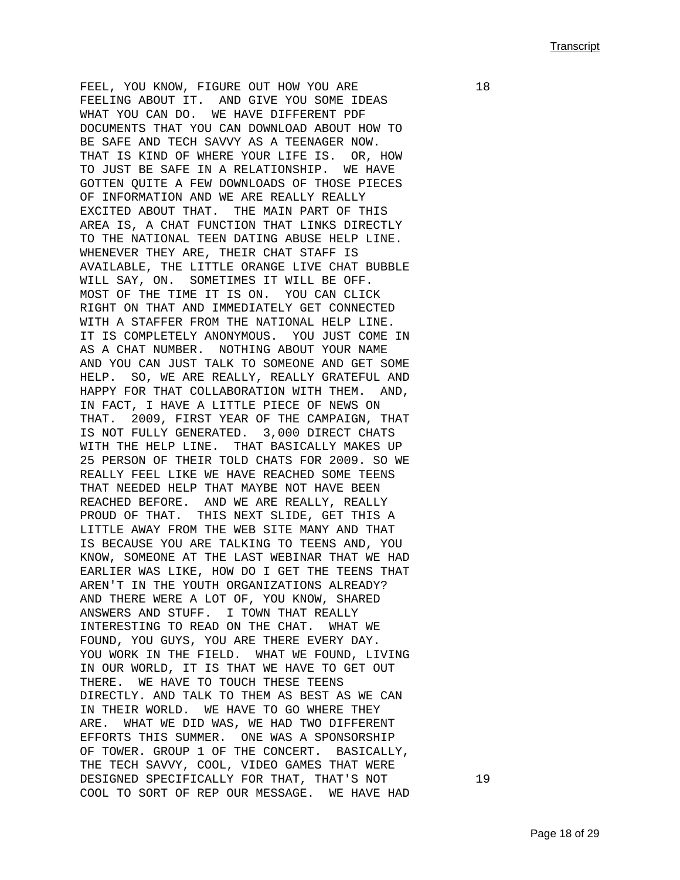FEEL, YOU KNOW, FIGURE OUT HOW YOU ARE FEELING ABOUT IT. AND GIVE YOU SOME IDEAS WHAT YOU CAN DO. WE HAVE DIFFERENT PDF DOCUMENTS THAT YOU CAN DOWNLOAD ABOUT HOW TO BE SAFE AND TECH SAVVY AS A TEENAGER NOW. THAT IS KIND OF WHERE YOUR LIFE IS. OR, HOW TO JUST BE SAFE IN A RELATIONSHIP. WE HAVE GOTTEN QUITE A FEW DOWNLOADS OF THOSE PIECES OF INFORMATION AND WE ARE REALLY REALLY EXCITED ABOUT THAT. THE MAIN PART OF THIS AREA IS, A CHAT FUNCTION THAT LINKS DIRECTLY TO THE NATIONAL TEEN DATING ABUSE HELP LINE. WHENEVER THEY ARE, THEIR CHAT STAFF IS AVAILABLE, THE LITTLE ORANGE LIVE CHAT BUBBLE WILL SAY, ON. SOMETIMES IT WILL BE OFF. MOST OF THE TIME IT IS ON. YOU CAN CLICK RIGHT ON THAT AND IMMEDIATELY GET CONNECTED WITH A STAFFER FROM THE NATIONAL HELP LINE. IT IS COMPLETELY ANONYMOUS. YOU JUST COME IN AS A CHAT NUMBER. NOTHING ABOUT YOUR NAME AND YOU CAN JUST TALK TO SOMEONE AND GET SOME HELP. SO, WE ARE REALLY, REALLY GRATEFUL AND HAPPY FOR THAT COLLABORATION WITH THEM. AND, IN FACT, I HAVE A LITTLE PIECE OF NEWS ON THAT. 2009, FIRST YEAR OF THE CAMPAIGN, THAT IS NOT FULLY GENERATED. 3,000 DIRECT CHATS WITH THE HELP LINE. THAT BASICALLY MAKES UP 25 PERSON OF THEIR TOLD CHATS FOR 2009. SO WE REALLY FEEL LIKE WE HAVE REACHED SOME TEENS THAT NEEDED HELP THAT MAYBE NOT HAVE BEEN REACHED BEFORE. AND WE ARE REALLY, REALLY PROUD OF THAT. THIS NEXT SLIDE, GET THIS A LITTLE AWAY FROM THE WEB SITE MANY AND THAT IS BECAUSE YOU ARE TALKING TO TEENS AND, YOU KNOW, SOMEONE AT THE LAST WEBINAR THAT WE HAD EARLIER WAS LIKE, HOW DO I GET THE TEENS THAT AREN'T IN THE YOUTH ORGANIZATIONS ALREADY? AND THERE WERE A LOT OF, YOU KNOW, SHARED ANSWERS AND STUFF. I TOWN THAT REALLY INTERESTING TO READ ON THE CHAT. WHAT WE FOUND, YOU GUYS, YOU ARE THERE EVERY DAY. YOU WORK IN THE FIELD. WHAT WE FOUND, LIVING IN OUR WORLD, IT IS THAT WE HAVE TO GET OUT THERE. WE HAVE TO TOUCH THESE TEENS DIRECTLY. AND TALK TO THEM AS BEST AS WE CAN IN THEIR WORLD. WE HAVE TO GO WHERE THEY ARE. WHAT WE DID WAS, WE HAD TWO DIFFERENT EFFORTS THIS SUMMER. ONE WAS A SPONSORSHIP OF TOWER. GROUP 1 OF THE CONCERT. BASICALLY, THE TECH SAVVY, COOL, VIDEO GAMES THAT WERE DESIGNED SPECIFICALLY FOR THAT, THAT'S NOT COOL TO SORT OF REP OUR MESSAGE. WE HAVE HAD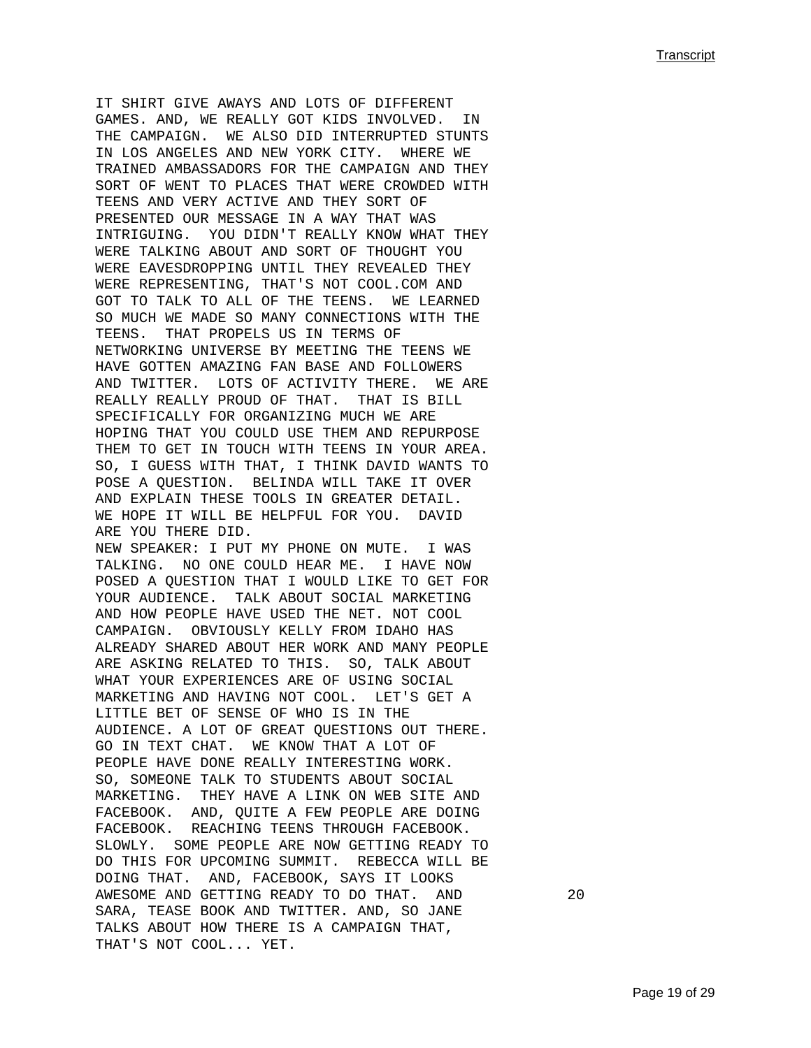IT SHIRT GIVE AWAYS AND LOTS OF DIFFERENT GAMES. AND, WE REALLY GOT KIDS INVOLVED. IN THE CAMPAIGN. WE ALSO DID INTERRUPTED STUNTS IN LOS ANGELES AND NEW YORK CITY. WHERE WE TRAINED AMBASSADORS FOR THE CAMPAIGN AND THEY SORT OF WENT TO PLACES THAT WERE CROWDED WITH TEENS AND VERY ACTIVE AND THEY SORT OF PRESENTED OUR MESSAGE IN A WAY THAT WAS INTRIGUING. YOU DIDN'T REALLY KNOW WHAT THEY WERE TALKING ABOUT AND SORT OF THOUGHT YOU WERE EAVESDROPPING UNTIL THEY REVEALED THEY WERE REPRESENTING, THAT'S NOT COOL.COM AND GOT TO TALK TO ALL OF THE TEENS. WE LEARNED SO MUCH WE MADE SO MANY CONNECTIONS WITH THE TEENS. THAT PROPELS US IN TERMS OF NETWORKING UNIVERSE BY MEETING THE TEENS WE HAVE GOTTEN AMAZING FAN BASE AND FOLLOWERS AND TWITTER. LOTS OF ACTIVITY THERE. WE ARE REALLY REALLY PROUD OF THAT. THAT IS BILL SPECIFICALLY FOR ORGANIZING MUCH WE ARE HOPING THAT YOU COULD USE THEM AND REPURPOSE THEM TO GET IN TOUCH WITH TEENS IN YOUR AREA. SO, I GUESS WITH THAT, I THINK DAVID WANTS TO POSE A QUESTION. BELINDA WILL TAKE IT OVER AND EXPLAIN THESE TOOLS IN GREATER DETAIL. WE HOPE IT WILL BE HELPFUL FOR YOU. DAVID ARE YOU THERE DID.

NEW SPEAKER: I PUT MY PHONE ON MUTE. I WAS TALKING. NO ONE COULD HEAR ME. I HAVE NOW POSED A QUESTION THAT I WOULD LIKE TO GET FOR YOUR AUDIENCE. TALK ABOUT SOCIAL MARKETING AND HOW PEOPLE HAVE USED THE NET. NOT COOL CAMPAIGN. OBVIOUSLY KELLY FROM IDAHO HAS ALREADY SHARED ABOUT HER WORK AND MANY PEOPLE ARE ASKING RELATED TO THIS. SO, TALK ABOUT WHAT YOUR EXPERIENCES ARE OF USING SOCIAL MARKETING AND HAVING NOT COOL. LET'S GET A LITTLE BET OF SENSE OF WHO IS IN THE AUDIENCE. A LOT OF GREAT QUESTIONS OUT THERE. GO IN TEXT CHAT. WE KNOW THAT A LOT OF PEOPLE HAVE DONE REALLY INTERESTING WORK. SO, SOMEONE TALK TO STUDENTS ABOUT SOCIAL MARKETING. THEY HAVE A LINK ON WEB SITE AND FACEBOOK. AND, QUITE A FEW PEOPLE ARE DOING FACEBOOK. REACHING TEENS THROUGH FACEBOOK. SLOWLY. SOME PEOPLE ARE NOW GETTING READY TO DO THIS FOR UPCOMING SUMMIT. REBECCA WILL BE DOING THAT. AND, FACEBOOK, SAYS IT LOOKS AWESOME AND GETTING READY TO DO THAT. AND SARA, TEASE BOOK AND TWITTER. AND, SO JANE TALKS ABOUT HOW THERE IS A CAMPAIGN THAT, THAT'S NOT COOL... YET.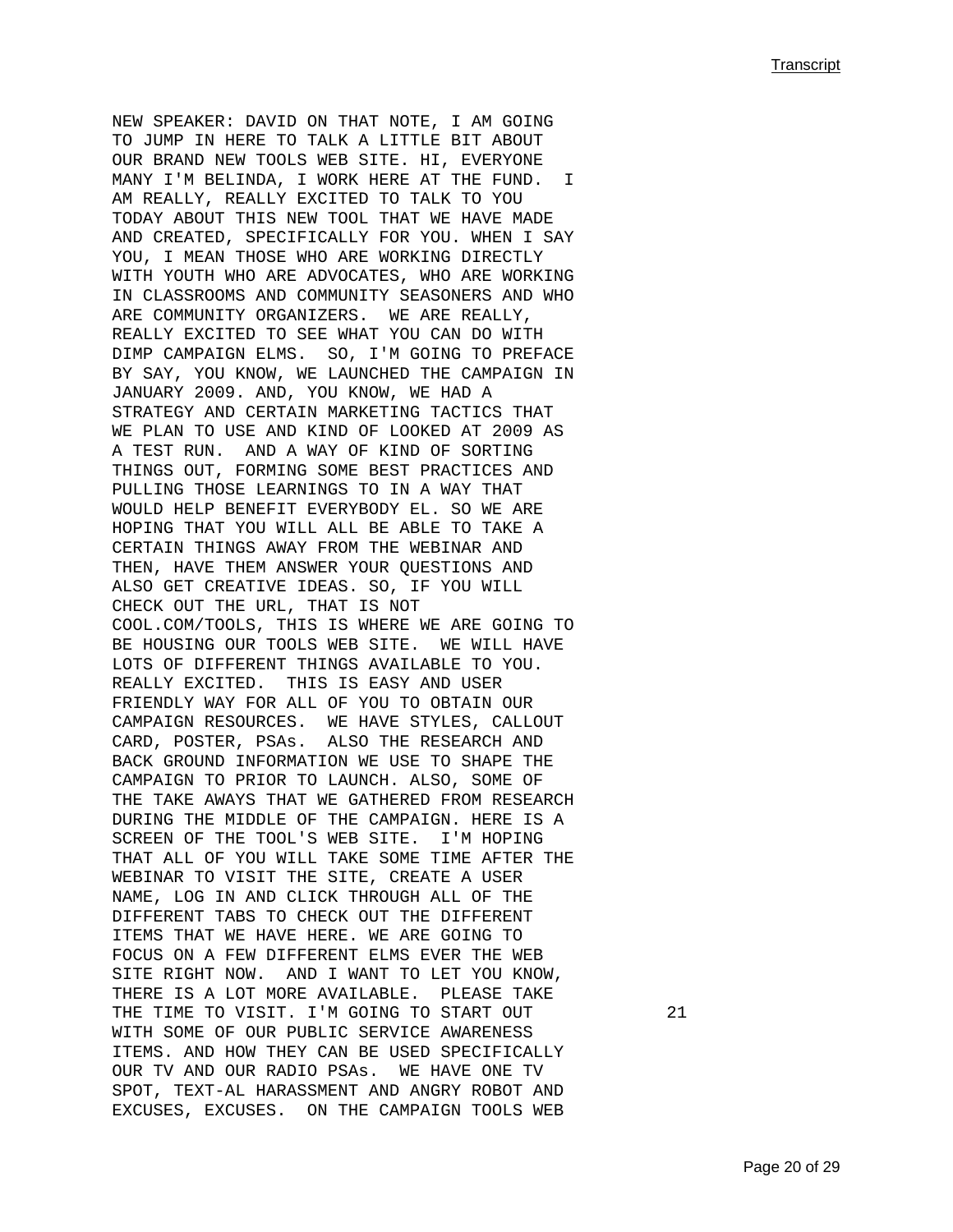NEW SPEAKER: DAVID ON THAT NOTE, I AM GOING TO JUMP IN HERE TO TALK A LITTLE BIT ABOUT OUR BRAND NEW TOOLS WEB SITE. HI, EVERYONE MANY I'M BELINDA, I WORK HERE AT THE FUND. I AM REALLY, REALLY EXCITED TO TALK TO YOU TODAY ABOUT THIS NEW TOOL THAT WE HAVE MADE AND CREATED, SPECIFICALLY FOR YOU. WHEN I SAY YOU, I MEAN THOSE WHO ARE WORKING DIRECTLY WITH YOUTH WHO ARE ADVOCATES, WHO ARE WORKING IN CLASSROOMS AND COMMUNITY SEASONERS AND WHO ARE COMMUNITY ORGANIZERS. WE ARE REALLY, REALLY EXCITED TO SEE WHAT YOU CAN DO WITH DIMP CAMPAIGN ELMS. SO, I'M GOING TO PREFACE BY SAY, YOU KNOW, WE LAUNCHED THE CAMPAIGN IN JANUARY 2009. AND, YOU KNOW, WE HAD A STRATEGY AND CERTAIN MARKETING TACTICS THAT WE PLAN TO USE AND KIND OF LOOKED AT 2009 AS A TEST RUN. AND A WAY OF KIND OF SORTING THINGS OUT, FORMING SOME BEST PRACTICES AND PULLING THOSE LEARNINGS TO IN A WAY THAT WOULD HELP BENEFIT EVERYBODY EL. SO WE ARE HOPING THAT YOU WILL ALL BE ABLE TO TAKE A CERTAIN THINGS AWAY FROM THE WEBINAR AND THEN, HAVE THEM ANSWER YOUR QUESTIONS AND ALSO GET CREATIVE IDEAS. SO, IF YOU WILL CHECK OUT THE URL, THAT IS NOT COOL.COM/TOOLS, THIS IS WHERE WE ARE GOING TO BE HOUSING OUR TOOLS WEB SITE. WE WILL HAVE LOTS OF DIFFERENT THINGS AVAILABLE TO YOU. REALLY EXCITED. THIS IS EASY AND USER FRIENDLY WAY FOR ALL OF YOU TO OBTAIN OUR CAMPAIGN RESOURCES. WE HAVE STYLES, CALLOUT CARD, POSTER, PSAs. ALSO THE RESEARCH AND BACK GROUND INFORMATION WE USE TO SHAPE THE CAMPAIGN TO PRIOR TO LAUNCH. ALSO, SOME OF THE TAKE AWAYS THAT WE GATHERED FROM RESEARCH DURING THE MIDDLE OF THE CAMPAIGN. HERE IS A SCREEN OF THE TOOL'S WEB SITE. I'M HOPING THAT ALL OF YOU WILL TAKE SOME TIME AFTER THE WEBINAR TO VISIT THE SITE, CREATE A USER NAME, LOG IN AND CLICK THROUGH ALL OF THE DIFFERENT TABS TO CHECK OUT THE DIFFERENT ITEMS THAT WE HAVE HERE. WE ARE GOING TO FOCUS ON A FEW DIFFERENT ELMS EVER THE WEB SITE RIGHT NOW. AND I WANT TO LET YOU KNOW, THERE IS A LOT MORE AVAILABLE. PLEASE TAKE THE TIME TO VISIT. I'M GOING TO START OUT WITH SOME OF OUR PUBLIC SERVICE AWARENESS ITEMS. AND HOW THEY CAN BE USED SPECIFICALLY OUR TV AND OUR RADIO PSAs. WE HAVE ONE TV SPOT, TEXT-AL HARASSMENT AND ANGRY ROBOT AND EXCUSES, EXCUSES. ON THE CAMPAIGN TOOLS WEB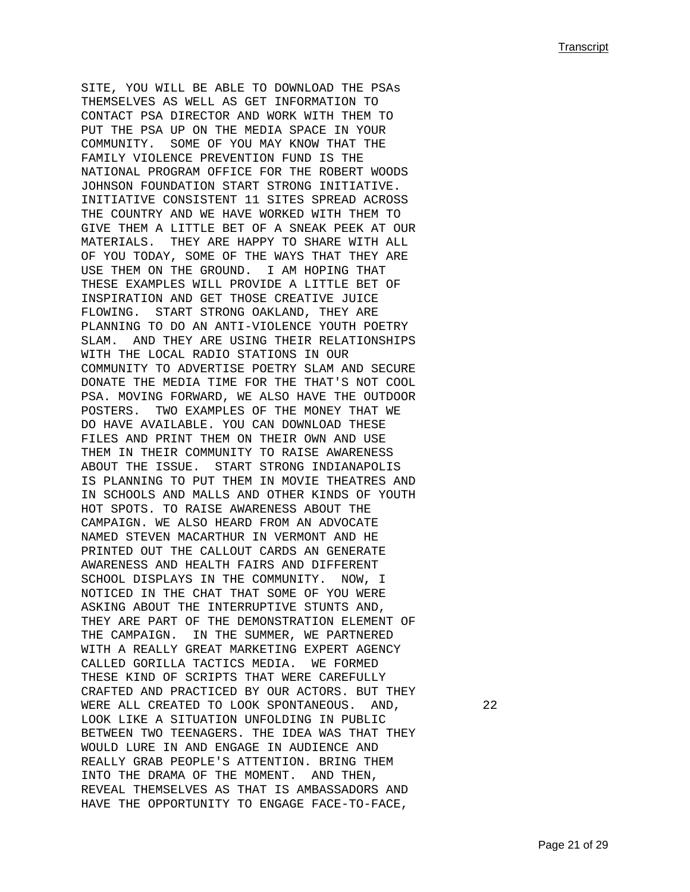SITE, YOU WILL BE ABLE TO DOWNLOAD THE PSAs THEMSELVES AS WELL AS GET INFORMATION TO CONTACT PSA DIRECTOR AND WORK WITH THEM TO PUT THE PSA UP ON THE MEDIA SPACE IN YOUR COMMUNITY. SOME OF YOU MAY KNOW THAT THE FAMILY VIOLENCE PREVENTION FUND IS THE NATIONAL PROGRAM OFFICE FOR THE ROBERT WOODS JOHNSON FOUNDATION START STRONG INITIATIVE. INITIATIVE CONSISTENT 11 SITES SPREAD ACROSS THE COUNTRY AND WE HAVE WORKED WITH THEM TO GIVE THEM A LITTLE BET OF A SNEAK PEEK AT OUR MATERIALS. THEY ARE HAPPY TO SHARE WITH ALL OF YOU TODAY, SOME OF THE WAYS THAT THEY ARE USE THEM ON THE GROUND. I AM HOPING THAT THESE EXAMPLES WILL PROVIDE A LITTLE BET OF INSPIRATION AND GET THOSE CREATIVE JUICE FLOWING. START STRONG OAKLAND, THEY ARE PLANNING TO DO AN ANTI-VIOLENCE YOUTH POETRY SLAM. AND THEY ARE USING THEIR RELATIONSHIPS WITH THE LOCAL RADIO STATIONS IN OUR COMMUNITY TO ADVERTISE POETRY SLAM AND SECURE DONATE THE MEDIA TIME FOR THE THAT'S NOT COOL PSA. MOVING FORWARD, WE ALSO HAVE THE OUTDOOR POSTERS. TWO EXAMPLES OF THE MONEY THAT WE DO HAVE AVAILABLE. YOU CAN DOWNLOAD THESE FILES AND PRINT THEM ON THEIR OWN AND USE THEM IN THEIR COMMUNITY TO RAISE AWARENESS ABOUT THE ISSUE. START STRONG INDIANAPOLIS IS PLANNING TO PUT THEM IN MOVIE THEATRES AND IN SCHOOLS AND MALLS AND OTHER KINDS OF YOUTH HOT SPOTS. TO RAISE AWARENESS ABOUT THE CAMPAIGN. WE ALSO HEARD FROM AN ADVOCATE NAMED STEVEN MACARTHUR IN VERMONT AND HE PRINTED OUT THE CALLOUT CARDS AN GENERATE AWARENESS AND HEALTH FAIRS AND DIFFERENT SCHOOL DISPLAYS IN THE COMMUNITY. NOW, I NOTICED IN THE CHAT THAT SOME OF YOU WERE ASKING ABOUT THE INTERRUPTIVE STUNTS AND, THEY ARE PART OF THE DEMONSTRATION ELEMENT OF THE CAMPAIGN. IN THE SUMMER, WE PARTNERED WITH A REALLY GREAT MARKETING EXPERT AGENCY CALLED GORILLA TACTICS MEDIA. WE FORMED THESE KIND OF SCRIPTS THAT WERE CAREFULLY CRAFTED AND PRACTICED BY OUR ACTORS. BUT THEY WERE ALL CREATED TO LOOK SPONTANEOUS. AND, LOOK LIKE A SITUATION UNFOLDING IN PUBLIC BETWEEN TWO TEENAGERS. THE IDEA WAS THAT THEY WOULD LURE IN AND ENGAGE IN AUDIENCE AND REALLY GRAB PEOPLE'S ATTENTION. BRING THEM INTO THE DRAMA OF THE MOMENT. AND THEN, REVEAL THEMSELVES AS THAT IS AMBASSADORS AND HAVE THE OPPORTUNITY TO ENGAGE FACE-TO-FACE,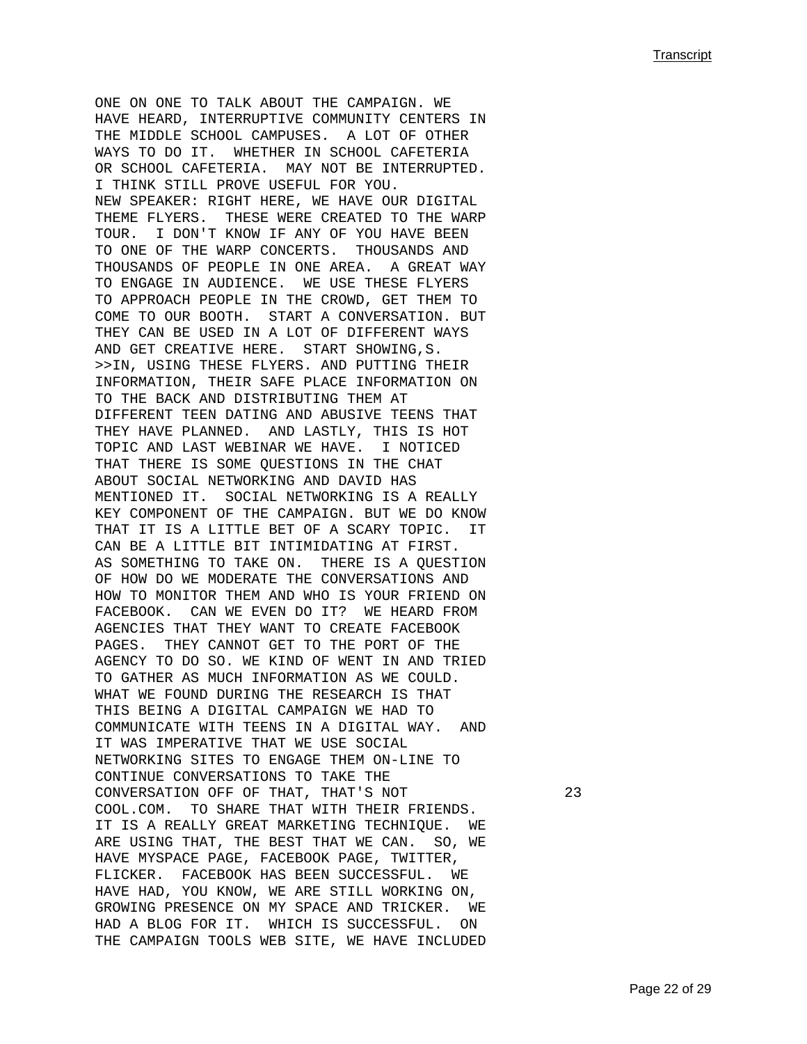ONE ON ONE TO TALK ABOUT THE CAMPAIGN. WE HAVE HEARD, INTERRUPTIVE COMMUNITY CENTERS IN THE MIDDLE SCHOOL CAMPUSES. A LOT OF OTHER WAYS TO DO IT. WHETHER IN SCHOOL CAFETERIA OR SCHOOL CAFETERIA. MAY NOT BE INTERRUPTED. I THINK STILL PROVE USEFUL FOR YOU.

NEW SPEAKER: RIGHT HERE, WE HAVE OUR DIGITAL THEME FLYERS. THESE WERE CREATED TO THE WARP TOUR. I DON'T KNOW IF ANY OF YOU HAVE BEEN TO ONE OF THE WARP CONCERTS. THOUSANDS AND THOUSANDS OF PEOPLE IN ONE AREA. A GREAT WAY TO ENGAGE IN AUDIENCE. WE USE THESE FLYERS TO APPROACH PEOPLE IN THE CROWD, GET THEM TO COME TO OUR BOOTH. START A CONVERSATION. BUT THEY CAN BE USED IN A LOT OF DIFFERENT WAYS AND GET CREATIVE HERE. START SHOWING,S.

>>IN, USING THESE FLYERS. AND PUTTING THEIR INFORMATION, THEIR SAFE PLACE INFORMATION ON TO THE BACK AND DISTRIBUTING THEM AT DIFFERENT TEEN DATING AND ABUSIVE TEENS THAT THEY HAVE PLANNED. AND LASTLY, THIS IS HOT TOPIC AND LAST WEBINAR WE HAVE. I NOTICED THAT THERE IS SOME QUESTIONS IN THE CHAT ABOUT SOCIAL NETWORKING AND DAVID HAS MENTIONED IT. SOCIAL NETWORKING IS A REALLY KEY COMPONENT OF THE CAMPAIGN. BUT WE DO KNOW THAT IT IS A LITTLE BET OF A SCARY TOPIC. IT CAN BE A LITTLE BIT INTIMIDATING AT FIRST. AS SOMETHING TO TAKE ON. THERE IS A QUESTION OF HOW DO WE MODERATE THE CONVERSATIONS AND HOW TO MONITOR THEM AND WHO IS YOUR FRIEND ON FACEBOOK. CAN WE EVEN DO IT? WE HEARD FROM AGENCIES THAT THEY WANT TO CREATE FACEBOOK PAGES. THEY CANNOT GET TO THE PORT OF THE AGENCY TO DO SO. WE KIND OF WENT IN AND TRIED TO GATHER AS MUCH INFORMATION AS WE COULD. WHAT WE FOUND DURING THE RESEARCH IS THAT THIS BEING A DIGITAL CAMPAIGN WE HAD TO COMMUNICATE WITH TEENS IN A DIGITAL WAY. AND IT WAS IMPERATIVE THAT WE USE SOCIAL NETWORKING SITES TO ENGAGE THEM ON-LINE TO CONTINUE CONVERSATIONS TO TAKE THE CONVERSATION OFF OF THAT, THAT'S NOT COOL.COM. TO SHARE THAT WITH THEIR FRIENDS. IT IS A REALLY GREAT MARKETING TECHNIQUE. WE ARE USING THAT, THE BEST THAT WE CAN. SO, WE HAVE MYSPACE PAGE, FACEBOOK PAGE, TWITTER, FLICKER. FACEBOOK HAS BEEN SUCCESSFUL. WE HAVE HAD, YOU KNOW, WE ARE STILL WORKING ON, GROWING PRESENCE ON MY SPACE AND TRICKER. WE HAD A BLOG FOR IT. WHICH IS SUCCESSFUL. ON THE CAMPAIGN TOOLS WEB SITE, WE HAVE INCLUDED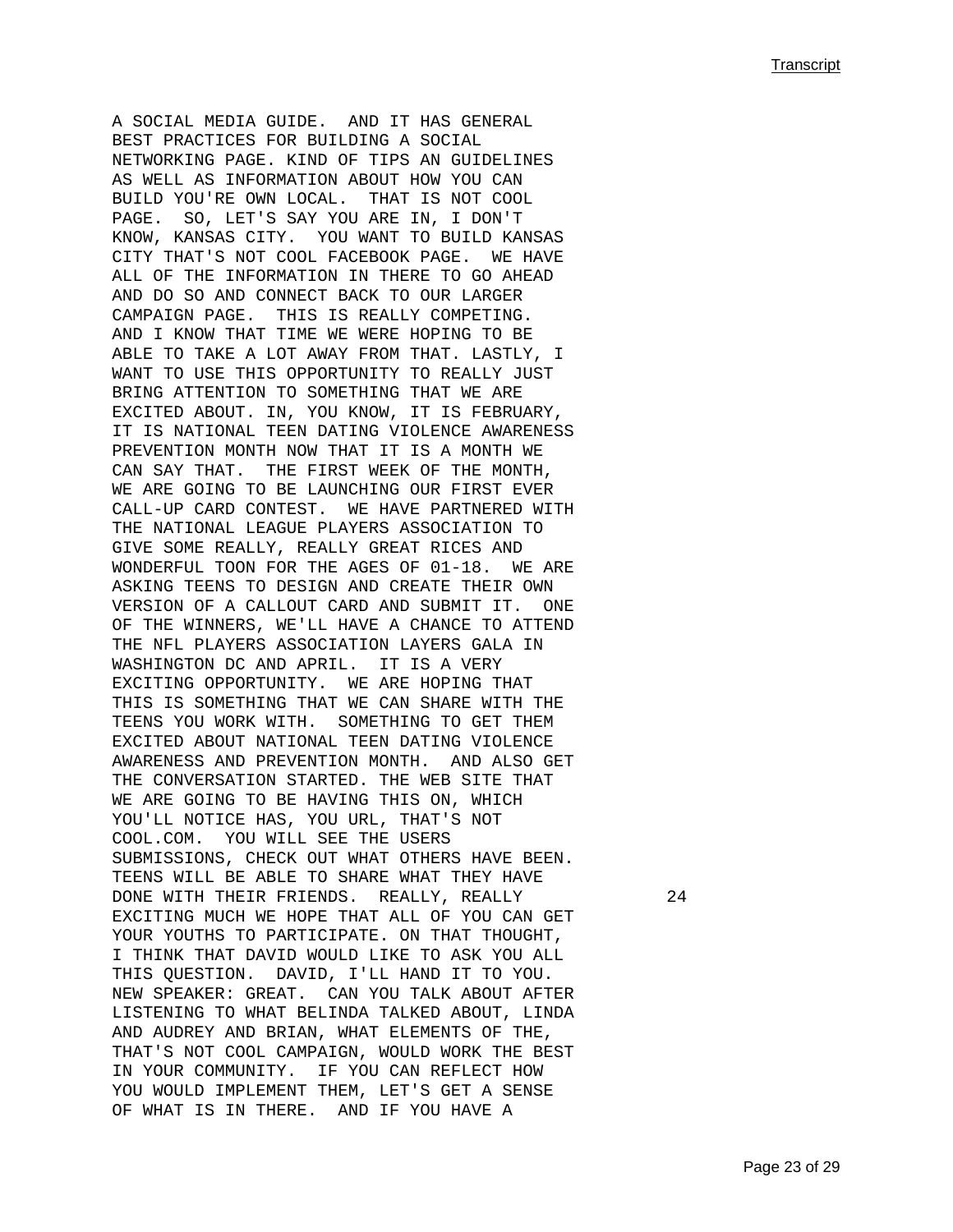A SOCIAL MEDIA GUIDE. AND IT HAS GENERAL BEST PRACTICES FOR BUILDING A SOCIAL NETWORKING PAGE. KIND OF TIPS AN GUIDELINES AS WELL AS INFORMATION ABOUT HOW YOU CAN BUILD YOU'RE OWN LOCAL. THAT IS NOT COOL PAGE. SO, LET'S SAY YOU ARE IN, I DON'T KNOW, KANSAS CITY. YOU WANT TO BUILD KANSAS CITY THAT'S NOT COOL FACEBOOK PAGE. WE HAVE ALL OF THE INFORMATION IN THERE TO GO AHEAD AND DO SO AND CONNECT BACK TO OUR LARGER CAMPAIGN PAGE. THIS IS REALLY COMPETING. AND I KNOW THAT TIME WE WERE HOPING TO BE ABLE TO TAKE A LOT AWAY FROM THAT. LASTLY, I WANT TO USE THIS OPPORTUNITY TO REALLY JUST BRING ATTENTION TO SOMETHING THAT WE ARE EXCITED ABOUT. IN, YOU KNOW, IT IS FEBRUARY, IT IS NATIONAL TEEN DATING VIOLENCE AWARENESS PREVENTION MONTH NOW THAT IT IS A MONTH WE CAN SAY THAT. THE FIRST WEEK OF THE MONTH, WE ARE GOING TO BE LAUNCHING OUR FIRST EVER CALL-UP CARD CONTEST. WE HAVE PARTNERED WITH THE NATIONAL LEAGUE PLAYERS ASSOCIATION TO GIVE SOME REALLY, REALLY GREAT RICES AND WONDERFUL TOON FOR THE AGES OF 01-18. WE ARE ASKING TEENS TO DESIGN AND CREATE THEIR OWN VERSION OF A CALLOUT CARD AND SUBMIT IT. ONE OF THE WINNERS, WE'LL HAVE A CHANCE TO ATTEND THE NFL PLAYERS ASSOCIATION LAYERS GALA IN WASHINGTON DC AND APRIL. IT IS A VERY EXCITING OPPORTUNITY. WE ARE HOPING THAT THIS IS SOMETHING THAT WE CAN SHARE WITH THE TEENS YOU WORK WITH. SOMETHING TO GET THEM EXCITED ABOUT NATIONAL TEEN DATING VIOLENCE AWARENESS AND PREVENTION MONTH. AND ALSO GET THE CONVERSATION STARTED. THE WEB SITE THAT WE ARE GOING TO BE HAVING THIS ON, WHICH YOU'LL NOTICE HAS, YOU URL, THAT'S NOT COOL.COM. YOU WILL SEE THE USERS SUBMISSIONS, CHECK OUT WHAT OTHERS HAVE BEEN. TEENS WILL BE ABLE TO SHARE WHAT THEY HAVE DONE WITH THEIR FRIENDS. REALLY, REALLY EXCITING MUCH WE HOPE THAT ALL OF YOU CAN GET YOUR YOUTHS TO PARTICIPATE. ON THAT THOUGHT, I THINK THAT DAVID WOULD LIKE TO ASK YOU ALL THIS QUESTION. DAVID, I'LL HAND IT TO YOU.

NEW SPEAKER: GREAT. CAN YOU TALK ABOUT AFTER LISTENING TO WHAT BELINDA TALKED ABOUT, LINDA AND AUDREY AND BRIAN, WHAT ELEMENTS OF THE, THAT'S NOT COOL CAMPAIGN, WOULD WORK THE BEST IN YOUR COMMUNITY. IF YOU CAN REFLECT HOW YOU WOULD IMPLEMENT THEM, LET'S GET A SENSE OF WHAT IS IN THERE. AND IF YOU HAVE A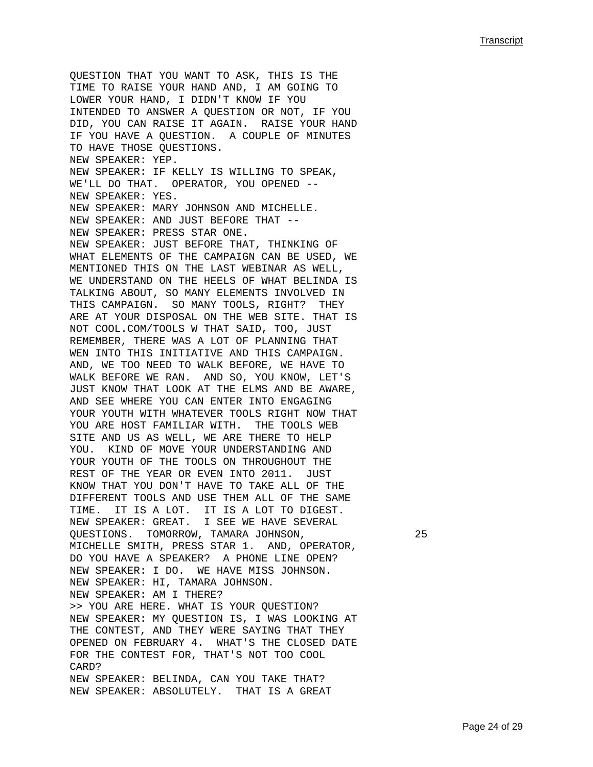QUESTION THAT YOU WANT TO ASK, THIS IS THE TIME TO RAISE YOUR HAND AND, I AM GOING TO LOWER YOUR HAND, I DIDN'T KNOW IF YOU INTENDED TO ANSWER A QUESTION OR NOT, IF YOU DID, YOU CAN RAISE IT AGAIN. RAISE YOUR HAND IF YOU HAVE A QUESTION. A COUPLE OF MINUTES TO HAVE THOSE QUESTIONS.
NEW SPEAKER: YEP.
NEW SPEAKER: IF KELLY IS WILLING TO SPEAK, WE'LL DO THAT. OPERATOR, YOU OPENED --
NEW SPEAKER: YES.
NEW SPEAKER: MARY JOHNSON AND MICHELLE.
NEW SPEAKER: AND JUST BEFORE THAT --
NEW SPEAKER: PRESS STAR ONE.
NEW SPEAKER: JUST BEFORE THAT, THINKING OF WHAT ELEMENTS OF THE CAMPAIGN CAN BE USED, WE MENTIONED THIS ON THE LAST WEBINAR AS WELL, WE UNDERSTAND ON THE HEELS OF WHAT BELINDA IS TALKING ABOUT, SO MANY ELEMENTS INVOLVED IN THIS CAMPAIGN. SO MANY TOOLS, RIGHT? THEY ARE AT YOUR DISPOSAL ON THE WEB SITE. THAT IS NOT COOL.COM/TOOLS W THAT SAID, TOO, JUST REMEMBER, THERE WAS A LOT OF PLANNING THAT WEN INTO THIS INITIATIVE AND THIS CAMPAIGN. AND, WE TOO NEED TO WALK BEFORE, WE HAVE TO WALK BEFORE WE RAN. AND SO, YOU KNOW, LET'S JUST KNOW THAT LOOK AT THE ELMS AND BE AWARE, AND SEE WHERE YOU CAN ENTER INTO ENGAGING YOUR YOUTH WITH WHATEVER TOOLS RIGHT NOW THAT YOU ARE HOST FAMILIAR WITH. THE TOOLS WEB SITE AND US AS WELL, WE ARE THERE TO HELP YOU. KIND OF MOVE YOUR UNDERSTANDING AND YOUR YOUTH OF THE TOOLS ON THROUGHOUT THE REST OF THE YEAR OR EVEN INTO 2011. JUST KNOW THAT YOU DON'T HAVE TO TAKE ALL OF THE DIFFERENT TOOLS AND USE THEM ALL OF THE SAME TIME. IT IS A LOT. IT IS A LOT TO DIGEST.
NEW SPEAKER: GREAT. I SEE WE HAVE SEVERAL QUESTIONS. TOMORROW, TAMARA JOHNSON, MICHELLE SMITH, PRESS STAR 1. AND, OPERATOR, DO YOU HAVE A SPEAKER? A PHONE LINE OPEN?
NEW SPEAKER: I DO. WE HAVE MISS JOHNSON.
NEW SPEAKER: HI, TAMARA JOHNSON.
NEW SPEAKER: AM I THERE?
>> YOU ARE HERE. WHAT IS YOUR QUESTION?
NEW SPEAKER: MY QUESTION IS, I WAS LOOKING AT THE CONTEST, AND THEY WERE SAYING THAT THEY OPENED ON FEBRUARY 4. WHAT'S THE CLOSED DATE FOR THE CONTEST FOR, THAT'S NOT TOO COOL CARD?
NEW SPEAKER: BELINDA, CAN YOU TAKE THAT?
NEW SPEAKER: ABSOLUTELY. THAT IS A GREAT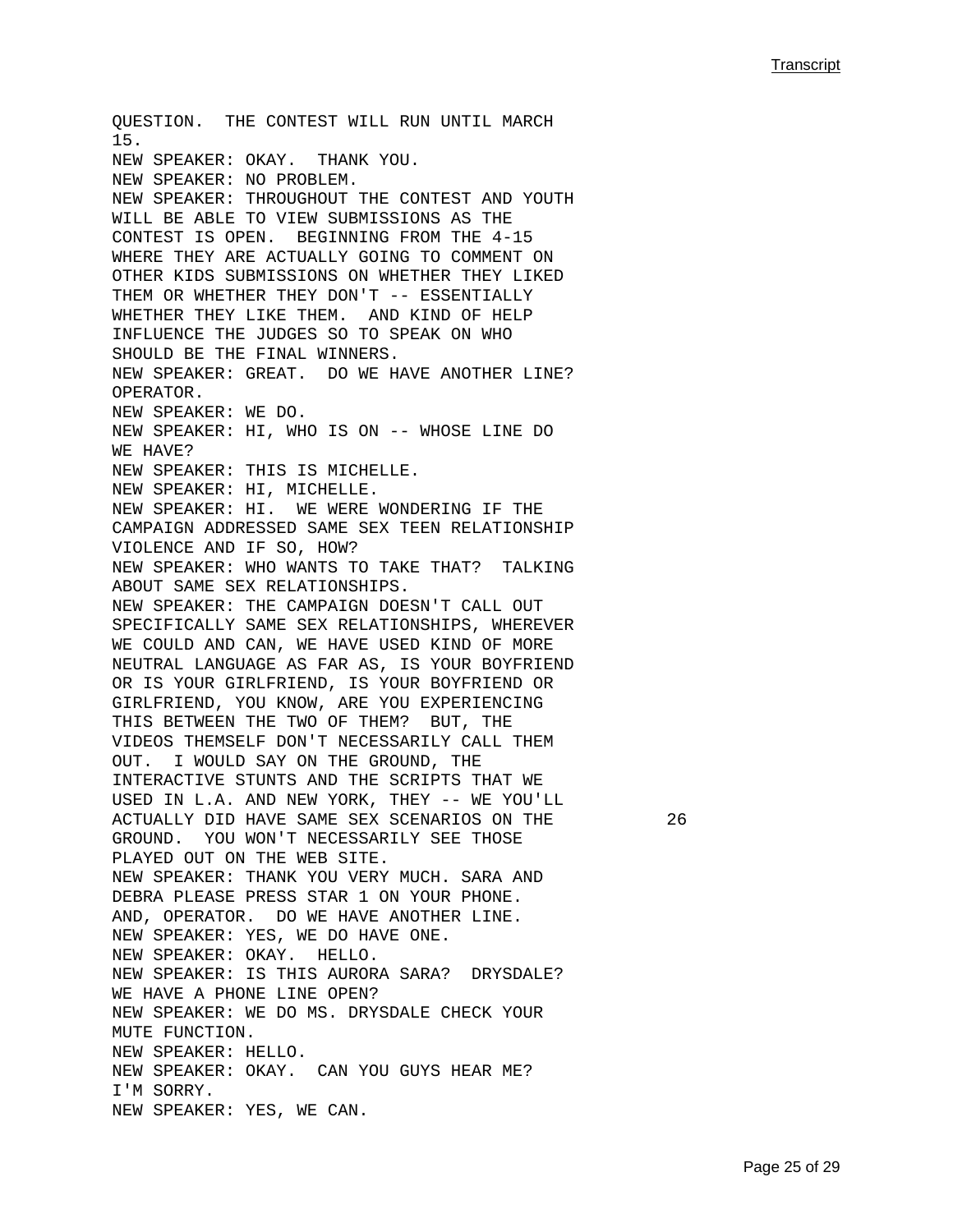QUESTION. THE CONTEST WILL RUN UNTIL MARCH 15.
NEW SPEAKER: OKAY. THANK YOU.
NEW SPEAKER: NO PROBLEM.
NEW SPEAKER: THROUGHOUT THE CONTEST AND YOUTH WILL BE ABLE TO VIEW SUBMISSIONS AS THE CONTEST IS OPEN. BEGINNING FROM THE 4-15 WHERE THEY ARE ACTUALLY GOING TO COMMENT ON OTHER KIDS SUBMISSIONS ON WHETHER THEY LIKED THEM OR WHETHER THEY DON'T -- ESSENTIALLY WHETHER THEY LIKE THEM. AND KIND OF HELP INFLUENCE THE JUDGES SO TO SPEAK ON WHO SHOULD BE THE FINAL WINNERS.
NEW SPEAKER: GREAT. DO WE HAVE ANOTHER LINE? OPERATOR.
NEW SPEAKER: WE DO.
NEW SPEAKER: HI, WHO IS ON -- WHOSE LINE DO WE HAVE?
NEW SPEAKER: THIS IS MICHELLE.
NEW SPEAKER: HI, MICHELLE.
NEW SPEAKER: HI. WE WERE WONDERING IF THE CAMPAIGN ADDRESSED SAME SEX TEEN RELATIONSHIP VIOLENCE AND IF SO, HOW?
NEW SPEAKER: WHO WANTS TO TAKE THAT? TALKING ABOUT SAME SEX RELATIONSHIPS.
NEW SPEAKER: THE CAMPAIGN DOESN'T CALL OUT SPECIFICALLY SAME SEX RELATIONSHIPS, WHEREVER WE COULD AND CAN, WE HAVE USED KIND OF MORE NEUTRAL LANGUAGE AS FAR AS, IS YOUR BOYFRIEND OR IS YOUR GIRLFRIEND, IS YOUR BOYFRIEND OR GIRLFRIEND, YOU KNOW, ARE YOU EXPERIENCING THIS BETWEEN THE TWO OF THEM? BUT, THE VIDEOS THEMSELF DON'T NECESSARILY CALL THEM OUT. I WOULD SAY ON THE GROUND, THE INTERACTIVE STUNTS AND THE SCRIPTS THAT WE USED IN L.A. AND NEW YORK, THEY -- WE YOU'LL ACTUALLY DID HAVE SAME SEX SCENARIOS ON THE GROUND. YOU WON'T NECESSARILY SEE THOSE PLAYED OUT ON THE WEB SITE.
NEW SPEAKER: THANK YOU VERY MUCH. SARA AND DEBRA PLEASE PRESS STAR 1 ON YOUR PHONE. AND, OPERATOR. DO WE HAVE ANOTHER LINE.
NEW SPEAKER: YES, WE DO HAVE ONE.
NEW SPEAKER: OKAY. HELLO.
NEW SPEAKER: IS THIS AURORA SARA? DRYSDALE? WE HAVE A PHONE LINE OPEN?
NEW SPEAKER: WE DO MS. DRYSDALE CHECK YOUR MUTE FUNCTION.
NEW SPEAKER: HELLO.
NEW SPEAKER: OKAY. CAN YOU GUYS HEAR ME? I'M SORRY.
NEW SPEAKER: YES, WE CAN.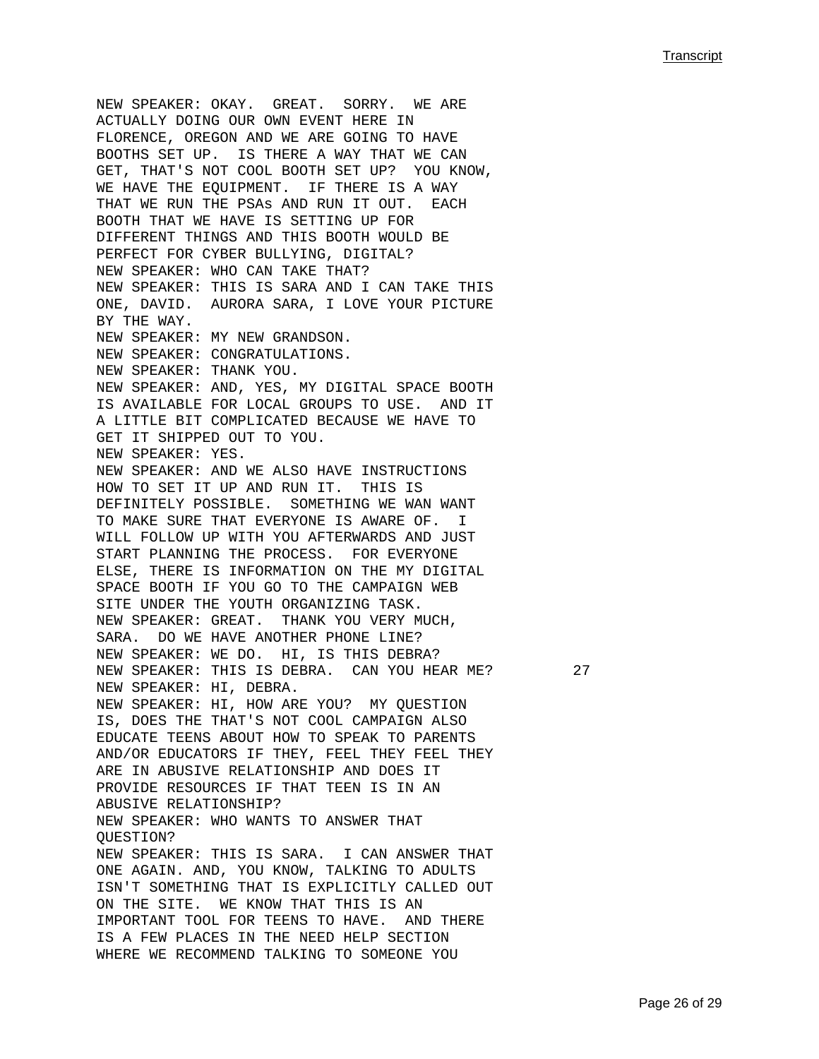NEW SPEAKER: OKAY. GREAT. SORRY. WE ARE ACTUALLY DOING OUR OWN EVENT HERE IN FLORENCE, OREGON AND WE ARE GOING TO HAVE BOOTHS SET UP. IS THERE A WAY THAT WE CAN GET, THAT'S NOT COOL BOOTH SET UP? YOU KNOW, WE HAVE THE EQUIPMENT. IF THERE IS A WAY THAT WE RUN THE PSAs AND RUN IT OUT. EACH BOOTH THAT WE HAVE IS SETTING UP FOR DIFFERENT THINGS AND THIS BOOTH WOULD BE PERFECT FOR CYBER BULLYING, DIGITAL?

NEW SPEAKER: WHO CAN TAKE THAT?

NEW SPEAKER: THIS IS SARA AND I CAN TAKE THIS ONE, DAVID. AURORA SARA, I LOVE YOUR PICTURE BY THE WAY.

NEW SPEAKER: MY NEW GRANDSON.

NEW SPEAKER: CONGRATULATIONS.

NEW SPEAKER: THANK YOU.

NEW SPEAKER: AND, YES, MY DIGITAL SPACE BOOTH IS AVAILABLE FOR LOCAL GROUPS TO USE. AND IT A LITTLE BIT COMPLICATED BECAUSE WE HAVE TO GET IT SHIPPED OUT TO YOU.

NEW SPEAKER: YES.

NEW SPEAKER: AND WE ALSO HAVE INSTRUCTIONS HOW TO SET IT UP AND RUN IT. THIS IS DEFINITELY POSSIBLE. SOMETHING WE WAN WANT TO MAKE SURE THAT EVERYONE IS AWARE OF. I WILL FOLLOW UP WITH YOU AFTERWARDS AND JUST START PLANNING THE PROCESS. FOR EVERYONE ELSE, THERE IS INFORMATION ON THE MY DIGITAL SPACE BOOTH IF YOU GO TO THE CAMPAIGN WEB SITE UNDER THE YOUTH ORGANIZING TASK.

NEW SPEAKER: GREAT. THANK YOU VERY MUCH, SARA. DO WE HAVE ANOTHER PHONE LINE?

NEW SPEAKER: WE DO. HI, IS THIS DEBRA?

NEW SPEAKER: THIS IS DEBRA. CAN YOU HEAR ME? 27

NEW SPEAKER: HI, DEBRA.

NEW SPEAKER: HI, HOW ARE YOU? MY QUESTION IS, DOES THE THAT'S NOT COOL CAMPAIGN ALSO EDUCATE TEENS ABOUT HOW TO SPEAK TO PARENTS AND/OR EDUCATORS IF THEY, FEEL THEY FEEL THEY ARE IN ABUSIVE RELATIONSHIP AND DOES IT PROVIDE RESOURCES IF THAT TEEN IS IN AN ABUSIVE RELATIONSHIP?

NEW SPEAKER: WHO WANTS TO ANSWER THAT QUESTION?

NEW SPEAKER: THIS IS SARA. I CAN ANSWER THAT ONE AGAIN. AND, YOU KNOW, TALKING TO ADULTS ISN'T SOMETHING THAT IS EXPLICITLY CALLED OUT ON THE SITE. WE KNOW THAT THIS IS AN IMPORTANT TOOL FOR TEENS TO HAVE. AND THERE IS A FEW PLACES IN THE NEED HELP SECTION WHERE WE RECOMMEND TALKING TO SOMEONE YOU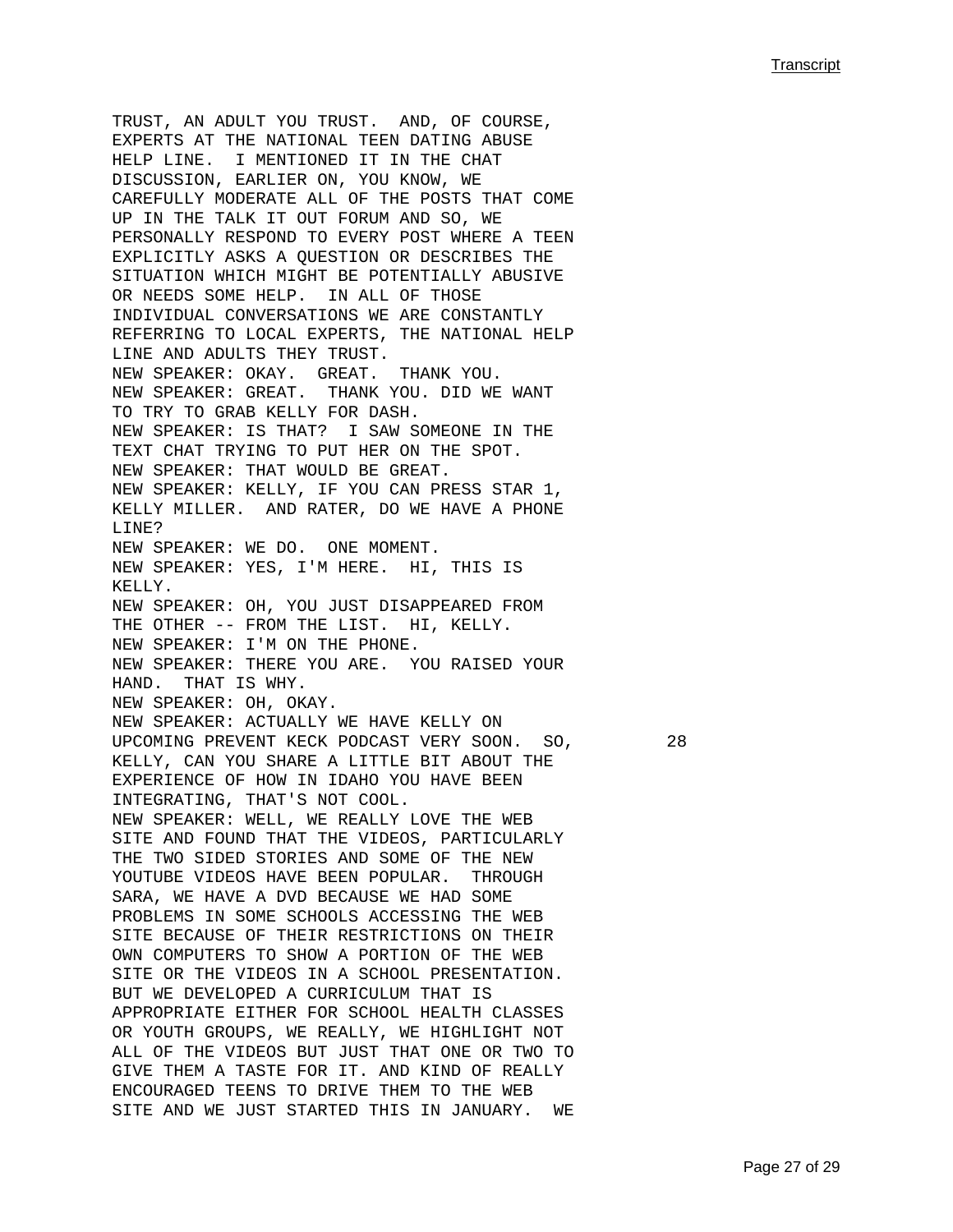TRUST, AN ADULT YOU TRUST. AND, OF COURSE, EXPERTS AT THE NATIONAL TEEN DATING ABUSE HELP LINE. I MENTIONED IT IN THE CHAT DISCUSSION, EARLIER ON, YOU KNOW, WE CAREFULLY MODERATE ALL OF THE POSTS THAT COME UP IN THE TALK IT OUT FORUM AND SO, WE PERSONALLY RESPOND TO EVERY POST WHERE A TEEN EXPLICITLY ASKS A QUESTION OR DESCRIBES THE SITUATION WHICH MIGHT BE POTENTIALLY ABUSIVE OR NEEDS SOME HELP. IN ALL OF THOSE INDIVIDUAL CONVERSATIONS WE ARE CONSTANTLY REFERRING TO LOCAL EXPERTS, THE NATIONAL HELP LINE AND ADULTS THEY TRUST.

NEW SPEAKER: OKAY. GREAT. THANK YOU.

NEW SPEAKER: GREAT. THANK YOU. DID WE WANT TO TRY TO GRAB KELLY FOR DASH.

NEW SPEAKER: IS THAT? I SAW SOMEONE IN THE TEXT CHAT TRYING TO PUT HER ON THE SPOT.

NEW SPEAKER: THAT WOULD BE GREAT.

NEW SPEAKER: KELLY, IF YOU CAN PRESS STAR 1, KELLY MILLER. AND RATER, DO WE HAVE A PHONE LINE?

NEW SPEAKER: WE DO. ONE MOMENT.

NEW SPEAKER: YES, I'M HERE. HI, THIS IS KELLY.

NEW SPEAKER: OH, YOU JUST DISAPPEARED FROM THE OTHER -- FROM THE LIST. HI, KELLY.

NEW SPEAKER: I'M ON THE PHONE.

NEW SPEAKER: THERE YOU ARE. YOU RAISED YOUR HAND. THAT IS WHY.

NEW SPEAKER: OH, OKAY.

NEW SPEAKER: ACTUALLY WE HAVE KELLY ON UPCOMING PREVENT KECK PODCAST VERY SOON. SO, KELLY, CAN YOU SHARE A LITTLE BIT ABOUT THE EXPERIENCE OF HOW IN IDAHO YOU HAVE BEEN INTEGRATING, THAT'S NOT COOL.

NEW SPEAKER: WELL, WE REALLY LOVE THE WEB SITE AND FOUND THAT THE VIDEOS, PARTICULARLY THE TWO SIDED STORIES AND SOME OF THE NEW YOUTUBE VIDEOS HAVE BEEN POPULAR. THROUGH SARA, WE HAVE A DVD BECAUSE WE HAD SOME PROBLEMS IN SOME SCHOOLS ACCESSING THE WEB SITE BECAUSE OF THEIR RESTRICTIONS ON THEIR OWN COMPUTERS TO SHOW A PORTION OF THE WEB SITE OR THE VIDEOS IN A SCHOOL PRESENTATION. BUT WE DEVELOPED A CURRICULUM THAT IS APPROPRIATE EITHER FOR SCHOOL HEALTH CLASSES OR YOUTH GROUPS, WE REALLY, WE HIGHLIGHT NOT ALL OF THE VIDEOS BUT JUST THAT ONE OR TWO TO GIVE THEM A TASTE FOR IT. AND KIND OF REALLY ENCOURAGED TEENS TO DRIVE THEM TO THE WEB SITE AND WE JUST STARTED THIS IN JANUARY. WE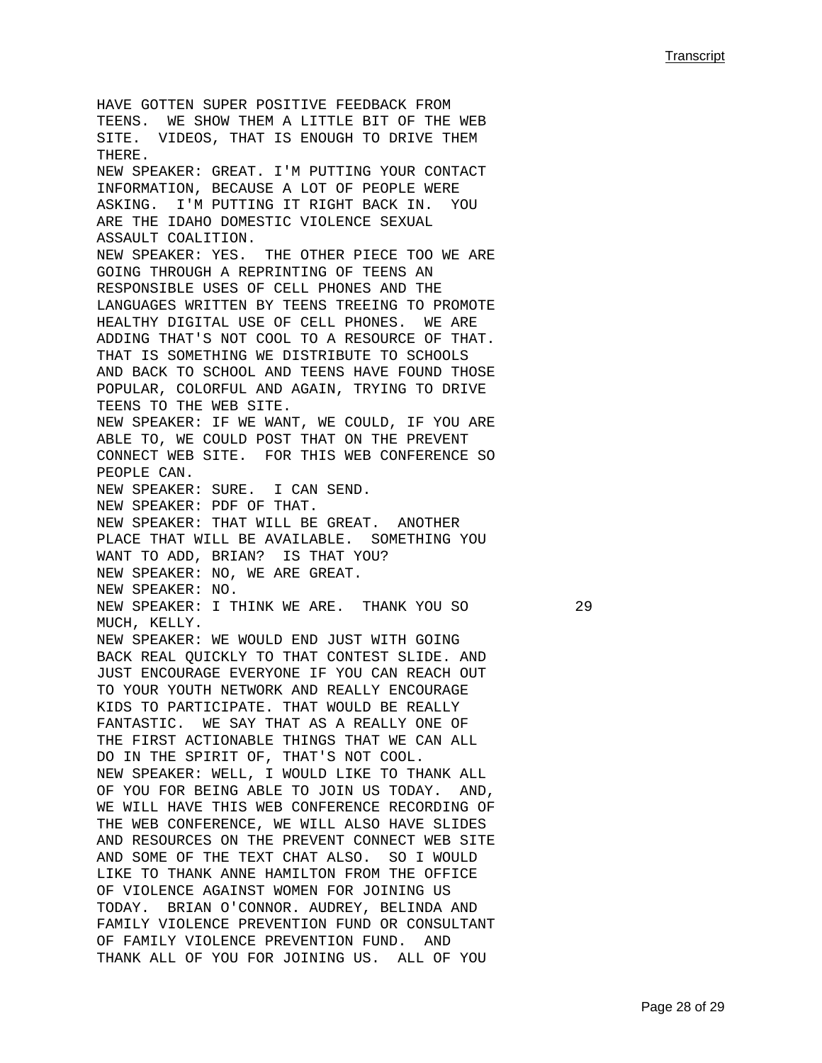HAVE GOTTEN SUPER POSITIVE FEEDBACK FROM TEENS. WE SHOW THEM A LITTLE BIT OF THE WEB SITE. VIDEOS, THAT IS ENOUGH TO DRIVE THEM THERE.

NEW SPEAKER: GREAT. I'M PUTTING YOUR CONTACT INFORMATION, BECAUSE A LOT OF PEOPLE WERE ASKING. I'M PUTTING IT RIGHT BACK IN. YOU ARE THE IDAHO DOMESTIC VIOLENCE SEXUAL ASSAULT COALITION.

NEW SPEAKER: YES. THE OTHER PIECE TOO WE ARE GOING THROUGH A REPRINTING OF TEENS AN RESPONSIBLE USES OF CELL PHONES AND THE LANGUAGES WRITTEN BY TEENS TREEING TO PROMOTE HEALTHY DIGITAL USE OF CELL PHONES. WE ARE ADDING THAT'S NOT COOL TO A RESOURCE OF THAT. THAT IS SOMETHING WE DISTRIBUTE TO SCHOOLS AND BACK TO SCHOOL AND TEENS HAVE FOUND THOSE POPULAR, COLORFUL AND AGAIN, TRYING TO DRIVE TEENS TO THE WEB SITE.

NEW SPEAKER: IF WE WANT, WE COULD, IF YOU ARE ABLE TO, WE COULD POST THAT ON THE PREVENT CONNECT WEB SITE. FOR THIS WEB CONFERENCE SO PEOPLE CAN.

NEW SPEAKER: SURE. I CAN SEND.

NEW SPEAKER: PDF OF THAT.

NEW SPEAKER: THAT WILL BE GREAT. ANOTHER PLACE THAT WILL BE AVAILABLE. SOMETHING YOU WANT TO ADD, BRIAN? IS THAT YOU?

NEW SPEAKER: NO, WE ARE GREAT.

NEW SPEAKER: NO.

NEW SPEAKER: I THINK WE ARE. THANK YOU SO MUCH, KELLY.

NEW SPEAKER: WE WOULD END JUST WITH GOING BACK REAL QUICKLY TO THAT CONTEST SLIDE. AND JUST ENCOURAGE EVERYONE IF YOU CAN REACH OUT TO YOUR YOUTH NETWORK AND REALLY ENCOURAGE KIDS TO PARTICIPATE. THAT WOULD BE REALLY FANTASTIC. WE SAY THAT AS A REALLY ONE OF THE FIRST ACTIONABLE THINGS THAT WE CAN ALL DO IN THE SPIRIT OF, THAT'S NOT COOL.

NEW SPEAKER: WELL, I WOULD LIKE TO THANK ALL OF YOU FOR BEING ABLE TO JOIN US TODAY. AND, WE WILL HAVE THIS WEB CONFERENCE RECORDING OF THE WEB CONFERENCE, WE WILL ALSO HAVE SLIDES AND RESOURCES ON THE PREVENT CONNECT WEB SITE AND SOME OF THE TEXT CHAT ALSO. SO I WOULD LIKE TO THANK ANNE HAMILTON FROM THE OFFICE OF VIOLENCE AGAINST WOMEN FOR JOINING US TODAY. BRIAN O'CONNOR. AUDREY, BELINDA AND FAMILY VIOLENCE PREVENTION FUND OR CONSULTANT OF FAMILY VIOLENCE PREVENTION FUND. AND THANK ALL OF YOU FOR JOINING US. ALL OF YOU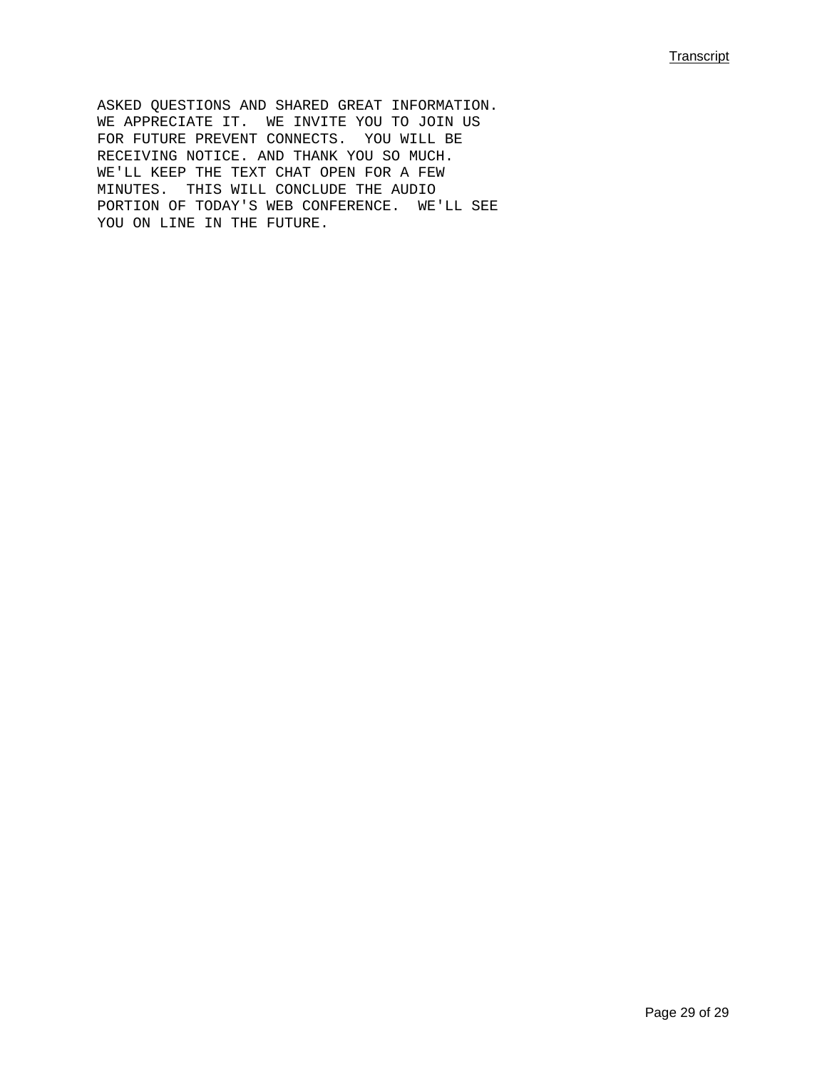ASKED QUESTIONS AND SHARED GREAT INFORMATION. WE APPRECIATE IT.  WE INVITE YOU TO JOIN US FOR FUTURE PREVENT CONNECTS.  YOU WILL BE RECEIVING NOTICE. AND THANK YOU SO MUCH. WE'LL KEEP THE TEXT CHAT OPEN FOR A FEW MINUTES.  THIS WILL CONCLUDE THE AUDIO PORTION OF TODAY'S WEB CONFERENCE.  WE'LL SEE YOU ON LINE IN THE FUTURE.